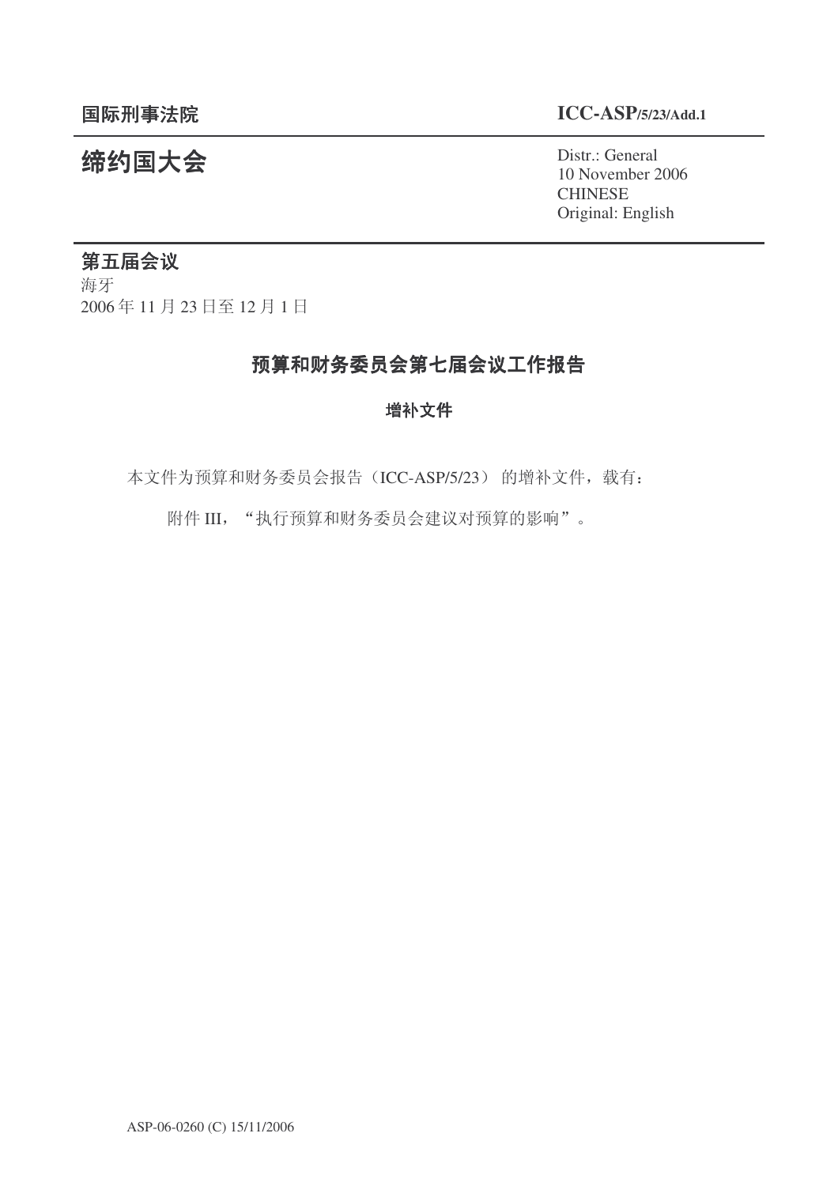国际刑事法院

ICC-ASP/5/23/Add.1

# 缔约国大会

Distr.: General
10 November 2006
CHINESE
Original: English

## 第五届会议

海牙
2006 年 11 月 23 日至 12 月 1 日

# 预算和财务委员会第七届会议工作报告

## 增补文件

本文件为预算和财务委员会报告（ICC-ASP/5/23） 的增补文件，载有：

附件 III，“执行预算和财务委员会建议对预算的影响”。

ASP-06-0260 (C) 15/11/2006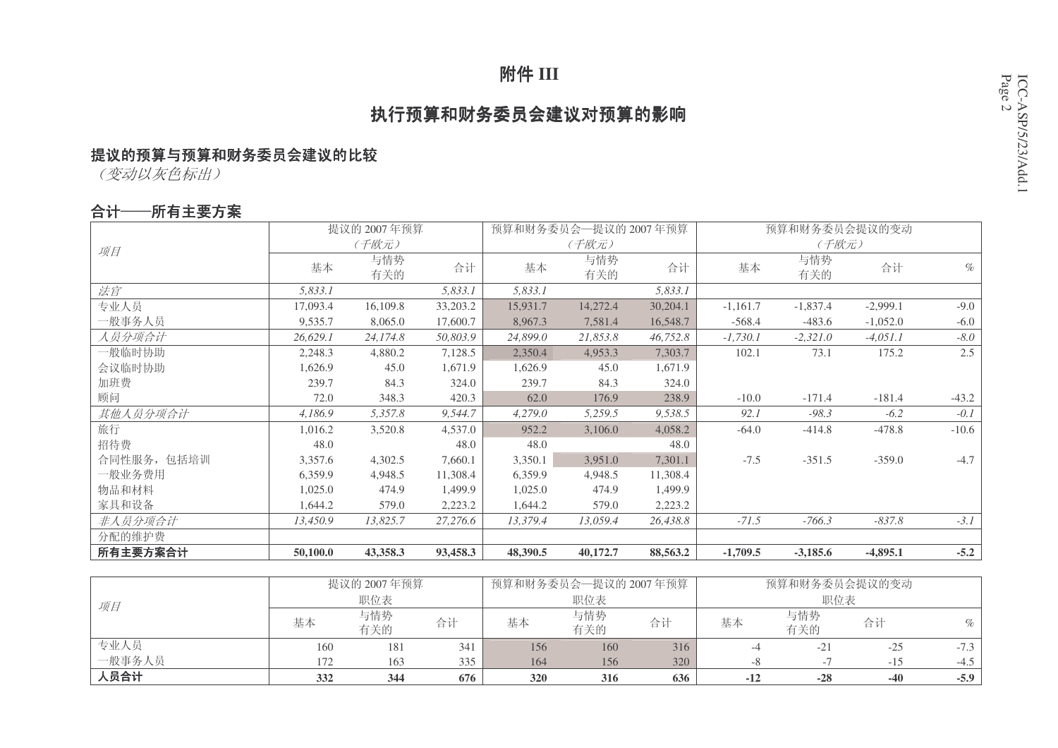# 附件 III

## 执行预算和财务委员会建议对预算的影响

### 提议的预算与预算和财务委员会建议的比较

*（变动以灰色标出）*

### 合计——所有主要方案

| *项目* | 提议的 2007 年预算 *（千欧元）* | | | 预算和财务委员会—提议的 2007 年预算 *（千欧元）* | | | 预算和财务委员会提议的变动 *（千欧元）* | | | |
|---|---|---|---|---|---|---|---|---|---|---|
| | 基本 | 与情势有关的 | 合计 | 基本 | 与情势有关的 | 合计 | 基本 | 与情势有关的 | 合计 | % |
| *法官* | *5,833.1* | | *5,833.1* | *5,833.1* | | *5,833.1* | | | | |
| 专业人员 | 17,093.4 | 16,109.8 | 33,203.2 | 15,931.7 | 14,272.4 | 30,204.1 | -1,161.7 | -1,837.4 | -2,999.1 | -9.0 |
| 一般事务人员 | 9,535.7 | 8,065.0 | 17,600.7 | 8,967.3 | 7,581.4 | 16,548.7 | -568.4 | -483.6 | -1,052.0 | -6.0 |
| *人员分项合计* | *26,629.1* | *24,174.8* | *50,803.9* | *24,899.0* | *21,853.8* | *46,752.8* | *-1,730.1* | *-2,321.0* | *-4,051.1* | *-8.0* |
| 一般临时协助 | 2,248.3 | 4,880.2 | 7,128.5 | 2,350.4 | 4,953.3 | 7,303.7 | 102.1 | 73.1 | 175.2 | 2.5 |
| 会议临时协助 | 1,626.9 | 45.0 | 1,671.9 | 1,626.9 | 45.0 | 1,671.9 | | | | |
| 加班费 | 239.7 | 84.3 | 324.0 | 239.7 | 84.3 | 324.0 | | | | |
| 顾问 | 72.0 | 348.3 | 420.3 | 62.0 | 176.9 | 238.9 | -10.0 | -171.4 | -181.4 | -43.2 |
| *其他人员分项合计* | *4,186.9* | *5,357.8* | *9,544.7* | *4,279.0* | *5,259.5* | *9,538.5* | *92.1* | *-98.3* | *-6.2* | *-0.1* |
| 旅行 | 1,016.2 | 3,520.8 | 4,537.0 | 952.2 | 3,106.0 | 4,058.2 | -64.0 | -414.8 | -478.8 | -10.6 |
| 招待费 | 48.0 | | 48.0 | 48.0 | | 48.0 | | | | |
| 合同性服务，包括培训 | 3,357.6 | 4,302.5 | 7,660.1 | 3,350.1 | 3,951.0 | 7,301.1 | -7.5 | -351.5 | -359.0 | -4.7 |
| 一般业务费用 | 6,359.9 | 4,948.5 | 11,308.4 | 6,359.9 | 4,948.5 | 11,308.4 | | | | |
| 物品和材料 | 1,025.0 | 474.9 | 1,499.9 | 1,025.0 | 474.9 | 1,499.9 | | | | |
| 家具和设备 | 1,644.2 | 579.0 | 2,223.2 | 1,644.2 | 579.0 | 2,223.2 | | | | |
| *非人员分项合计* | *13,450.9* | *13,825.7* | *27,276.6* | *13,379.4* | *13,059.4* | *26,438.8* | *-71.5* | *-766.3* | *-837.8* | *-3.1* |
| 分配的维护费 | | | | | | | | | | |
| **所有主要方案合计** | **50,100.0** | **43,358.3** | **93,458.3** | **48,390.5** | **40,172.7** | **88,563.2** | **-1,709.5** | **-3,185.6** | **-4,895.1** | **-5.2** |

| *项目* | 提议的 2007 年预算 职位表 | | | 预算和财务委员会—提议的 2007 年预算 职位表 | | | 预算和财务委员会提议的变动 职位表 | | | |
|---|---|---|---|---|---|---|---|---|---|---|
| | 基本 | 与情势有关的 | 合计 | 基本 | 与情势有关的 | 合计 | 基本 | 与情势有关的 | 合计 | % |
| 专业人员 | 160 | 181 | 341 | 156 | 160 | 316 | -4 | -21 | -25 | -7.3 |
| 一般事务人员 | 172 | 163 | 335 | 164 | 156 | 320 | -8 | -7 | -15 | -4.5 |
| **人员合计** | **332** | **344** | **676** | **320** | **316** | **636** | **-12** | **-28** | **-40** | **-5.9** |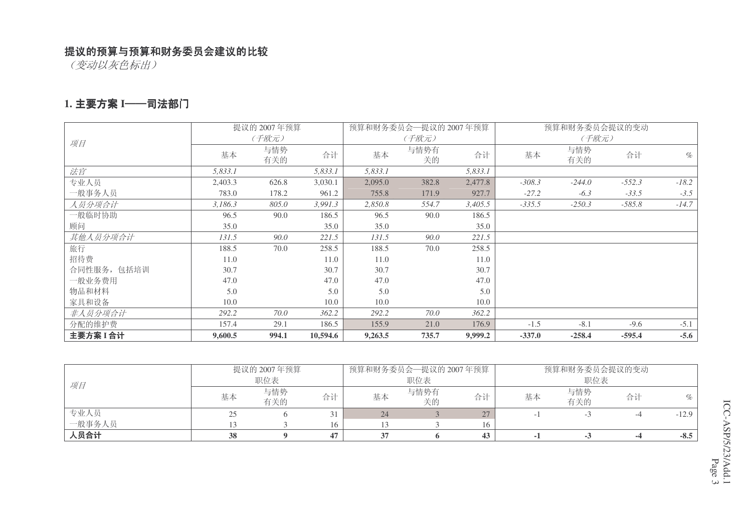**提议的预算与预算和财务委员会建议的比较**

*（变动以灰色标出）*

## 1. 主要方案 I——司法部门

| 项目 | 提议的 2007 年预算（千欧元） | | | 预算和财务委员会—提议的 2007 年预算（千欧元） | | | 预算和财务委员会提议的变动（千欧元） | | | |
|---|---|---|---|---|---|---|---|---|---|---|
| | 基本 | 与情势有关的 | 合计 | 基本 | 与情势有关的 | 合计 | 基本 | 与情势有关的 | 合计 | % |
| *法官* | *5,833.1* | | *5,833.1* | *5,833.1* | | *5,833.1* | | | | |
| 专业人员 | 2,403.3 | 626.8 | 3,030.1 | 2,095.0 | 382.8 | 2,477.8 | *-308.3* | *-244.0* | *-552.3* | *-18.2* |
| 一般事务人员 | 783.0 | 178.2 | 961.2 | 755.8 | 171.9 | 927.7 | *-27.2* | *-6.3* | *-33.5* | *-3.5* |
| *人员分项合计* | *3,186.3* | *805.0* | *3,991.3* | *2,850.8* | *554.7* | *3,405.5* | *-335.5* | *-250.3* | *-585.8* | *-14.7* |
| 一般临时协助 | 96.5 | 90.0 | 186.5 | 96.5 | 90.0 | 186.5 | | | | |
| 顾问 | 35.0 | | 35.0 | 35.0 | | 35.0 | | | | |
| *其他人员分项合计* | *131.5* | *90.0* | *221.5* | *131.5* | *90.0* | *221.5* | | | | |
| 旅行 | 188.5 | 70.0 | 258.5 | 188.5 | 70.0 | 258.5 | | | | |
| 招待费 | 11.0 | | 11.0 | 11.0 | | 11.0 | | | | |
| 合同性服务，包括培训 | 30.7 | | 30.7 | 30.7 | | 30.7 | | | | |
| 一般业务费用 | 47.0 | | 47.0 | 47.0 | | 47.0 | | | | |
| 物品和材料 | 5.0 | | 5.0 | 5.0 | | 5.0 | | | | |
| 家具和设备 | 10.0 | | 10.0 | 10.0 | | 10.0 | | | | |
| *非人员分项合计* | *292.2* | *70.0* | *362.2* | *292.2* | *70.0* | *362.2* | | | | |
| 分配的维护费 | 157.4 | 29.1 | 186.5 | 155.9 | 21.0 | 176.9 | -1.5 | -8.1 | -9.6 | -5.1 |
| **主要方案 I 合计** | **9,600.5** | **994.1** | **10,594.6** | **9,263.5** | **735.7** | **9,999.2** | **-337.0** | **-258.4** | **-595.4** | **-5.6** |

| 项目 | 提议的 2007 年预算职位表 | | | 预算和财务委员会—提议的 2007 年预算职位表 | | | 预算和财务委员会提议的变动职位表 | | | |
|---|---|---|---|---|---|---|---|---|---|---|
| | 基本 | 与情势有关的 | 合计 | 基本 | 与情势有关的 | 合计 | 基本 | 与情势有关的 | 合计 | % |
| 专业人员 | 25 | 6 | 31 | 24 | 3 | 27 | -1 | -3 | -4 | -12.9 |
| 一般事务人员 | 13 | 3 | 16 | 13 | 3 | 16 | | | | |
| **人员合计** | **38** | **9** | **47** | **37** | **6** | **43** | **-1** | **-3** | **-4** | **-8.5** |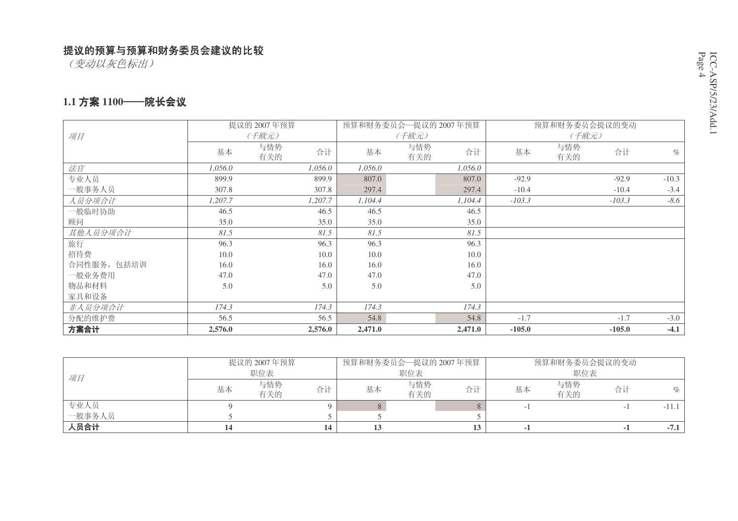## 提议的预算与预算和财务委员会建议的比较

*（变动以灰色标出）*

### 1.1 方案 1100——院长会议

| *项目* | 提议的 2007 年预算 *（千欧元）* | | | 预算和财务委员会—提议的 2007 年预算 *（千欧元）* | | | 预算和财务委员会提议的变动 *（千欧元）* | | | |
|---|---|---|---|---|---|---|---|---|---|---|
| | 基本 | 与情势有关的 | 合计 | 基本 | 与情势有关的 | 合计 | 基本 | 与情势有关的 | 合计 | % |
| *法官* | *1,056.0* | | *1,056.0* | *1,056.0* | | *1,056.0* | | | | |
| 专业人员 | 899.9 | | 899.9 | 807.0 | | 807.0 | -92.9 | | -92.9 | -10.3 |
| 一般事务人员 | 307.8 | | 307.8 | 297.4 | | 297.4 | -10.4 | | -10.4 | -3.4 |
| *人员分项合计* | *1,207.7* | | *1,207.7* | *1,104.4* | | *1,104.4* | *-103.3* | | *-103.3* | *-8.6* |
| 一般临时协助 | 46.5 | | 46.5 | 46.5 | | 46.5 | | | | |
| 顾问 | 35.0 | | 35.0 | 35.0 | | 35.0 | | | | |
| *其他人员分项合计* | *81.5* | | *81.5* | *81.5* | | *81.5* | | | | |
| 旅行 | 96.3 | | 96.3 | 96.3 | | 96.3 | | | | |
| 招待费 | 10.0 | | 10.0 | 10.0 | | 10.0 | | | | |
| 合同性服务，包括培训 | 16.0 | | 16.0 | 16.0 | | 16.0 | | | | |
| 一般业务费用 | 47.0 | | 47.0 | 47.0 | | 47.0 | | | | |
| 物品和材料 | 5.0 | | 5.0 | 5.0 | | 5.0 | | | | |
| 家具和设备 | | | | | | | | | | |
| *非人员分项合计* | *174.3* | | *174.3* | *174.3* | | *174.3* | | | | |
| 分配的维护费 | 56.5 | | 56.5 | 54.8 | | 54.8 | -1.7 | | -1.7 | -3.0 |
| **方案合计** | **2,576.0** | | **2,576.0** | **2,471.0** | | **2,471.0** | **-105.0** | | **-105.0** | **-4.1** |

| *项目* | 提议的 2007 年预算 职位表 | | | 预算和财务委员会—提议的 2007 年预算 职位表 | | | 预算和财务委员会提议的变动 职位表 | | | |
|---|---|---|---|---|---|---|---|---|---|---|
| | 基本 | 与情势有关的 | 合计 | 基本 | 与情势有关的 | 合计 | 基本 | 与情势有关的 | 合计 | % |
| 专业人员 | 9 | | 9 | 8 | | 8 | -1 | | -1 | -11.1 |
| 一般事务人员 | 5 | | 5 | 5 | | 5 | | | | |
| **人员合计** | **14** | | **14** | **13** | | **13** | **-1** | | **-1** | **-7.1** |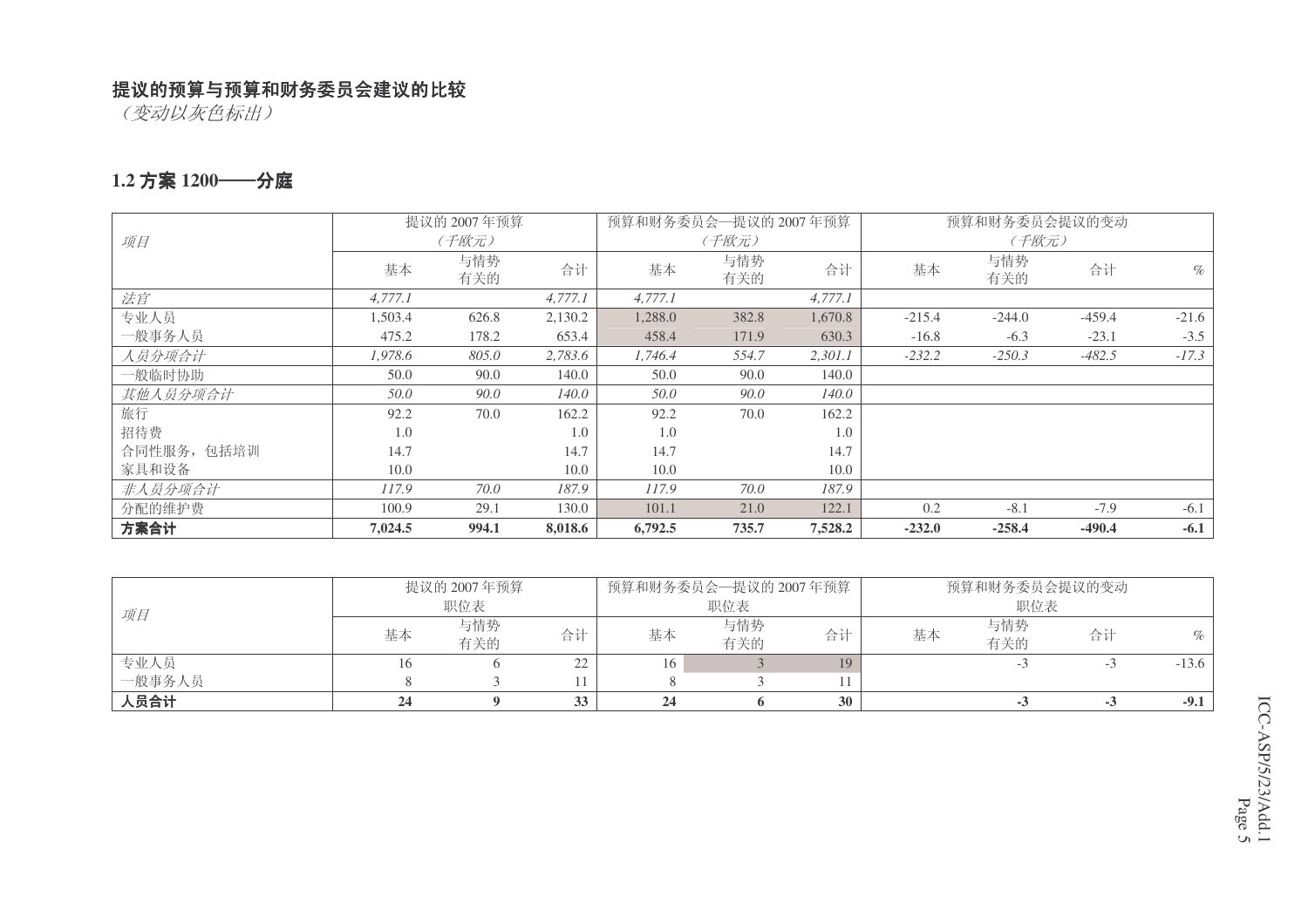**提议的预算与预算和财务委员会建议的比较**

*（变动以灰色标出）*

## 1.2 方案 1200——分庭

| 项目 | 提议的 2007 年预算（千欧元） | | | 预算和财务委员会—提议的 2007 年预算（千欧元） | | | 预算和财务委员会提议的变动（千欧元） | | | |
|---|---|---|---|---|---|---|---|---|---|---|
| | 基本 | 与情势有关的 | 合计 | 基本 | 与情势有关的 | 合计 | 基本 | 与情势有关的 | 合计 | % |
| *法官* | *4,777.1* | | *4,777.1* | *4,777.1* | | *4,777.1* | | | | |
| 专业人员 | 1,503.4 | 626.8 | 2,130.2 | 1,288.0 | 382.8 | 1,670.8 | -215.4 | -244.0 | -459.4 | -21.6 |
| 一般事务人员 | 475.2 | 178.2 | 653.4 | 458.4 | 171.9 | 630.3 | -16.8 | -6.3 | -23.1 | -3.5 |
| *人员分项合计* | *1,978.6* | *805.0* | *2,783.6* | *1,746.4* | *554.7* | *2,301.1* | *-232.2* | *-250.3* | *-482.5* | *-17.3* |
| 一般临时协助 | 50.0 | 90.0 | 140.0 | 50.0 | 90.0 | 140.0 | | | | |
| *其他人员分项合计* | *50.0* | *90.0* | *140.0* | *50.0* | *90.0* | *140.0* | | | | |
| 旅行 | 92.2 | 70.0 | 162.2 | 92.2 | 70.0 | 162.2 | | | | |
| 招待费 | 1.0 | | 1.0 | 1.0 | | 1.0 | | | | |
| 合同性服务，包括培训 | 14.7 | | 14.7 | 14.7 | | 14.7 | | | | |
| 家具和设备 | 10.0 | | 10.0 | 10.0 | | 10.0 | | | | |
| *非人员分项合计* | *117.9* | *70.0* | *187.9* | *117.9* | *70.0* | *187.9* | | | | |
| 分配的维护费 | 100.9 | 29.1 | 130.0 | 101.1 | 21.0 | 122.1 | 0.2 | -8.1 | -7.9 | -6.1 |
| **方案合计** | **7,024.5** | **994.1** | **8,018.6** | **6,792.5** | **735.7** | **7,528.2** | **-232.0** | **-258.4** | **-490.4** | **-6.1** |

| 项目 | 提议的 2007 年预算职位表 | | | 预算和财务委员会—提议的 2007 年预算职位表 | | | 预算和财务委员会提议的变动职位表 | | | |
|---|---|---|---|---|---|---|---|---|---|---|
| | 基本 | 与情势有关的 | 合计 | 基本 | 与情势有关的 | 合计 | 基本 | 与情势有关的 | 合计 | % |
| 专业人员 | 16 | 6 | 22 | 16 | 3 | 19 | | -3 | -3 | -13.6 |
| 一般事务人员 | 8 | 3 | 11 | 8 | 3 | 11 | | | | |
| **人员合计** | **24** | **9** | **33** | **24** | **6** | **30** | | **-3** | **-3** | **-9.1** |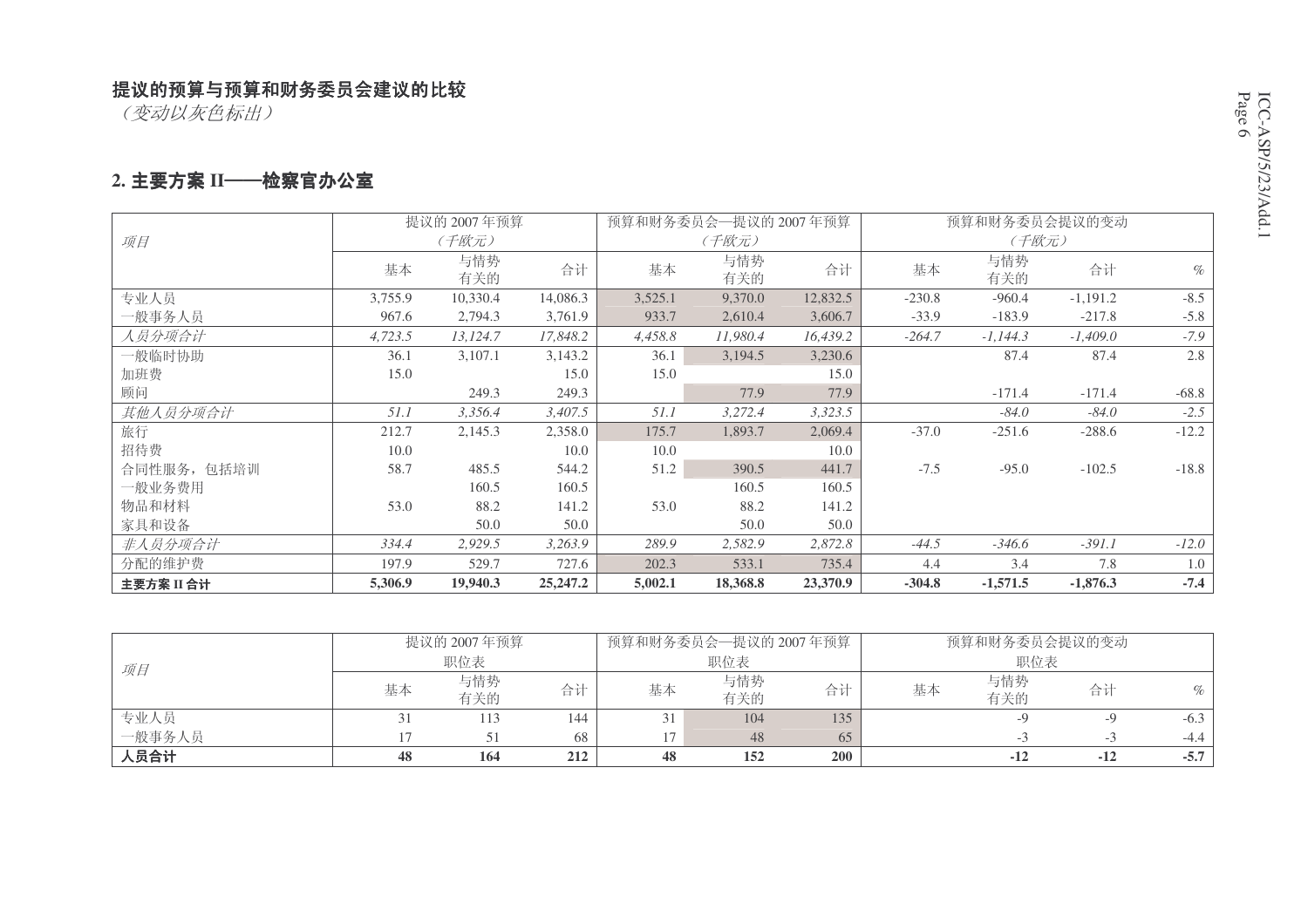**提议的预算与预算和财务委员会建议的比较**

*（变动以灰色标出）*

## 2. 主要方案 II——检察官办公室

| *项目* | 提议的 2007 年预算 *（千欧元）* | | | 预算和财务委员会—提议的 2007 年预算 *（千欧元）* | | | 预算和财务委员会提议的变动 *（千欧元）* | | | |
|---|---|---|---|---|---|---|---|---|---|---|
| | 基本 | 与情势有关的 | 合计 | 基本 | 与情势有关的 | 合计 | 基本 | 与情势有关的 | 合计 | % |
| 专业人员 | 3,755.9 | 10,330.4 | 14,086.3 | 3,525.1 | 9,370.0 | 12,832.5 | -230.8 | -960.4 | -1,191.2 | -8.5 |
| 一般事务人员 | 967.6 | 2,794.3 | 3,761.9 | 933.7 | 2,610.4 | 3,606.7 | -33.9 | -183.9 | -217.8 | -5.8 |
| *人员分项合计* | *4,723.5* | *13,124.7* | *17,848.2* | *4,458.8* | *11,980.4* | *16,439.2* | *-264.7* | *-1,144.3* | *-1,409.0* | *-7.9* |
| 一般临时协助 | 36.1 | 3,107.1 | 3,143.2 | 36.1 | 3,194.5 | 3,230.6 | | 87.4 | 87.4 | 2.8 |
| 加班费 | 15.0 | | 15.0 | 15.0 | | 15.0 | | | | |
| 顾问 | | 249.3 | 249.3 | | 77.9 | 77.9 | | -171.4 | -171.4 | -68.8 |
| *其他人员分项合计* | *51.1* | *3,356.4* | *3,407.5* | *51.1* | *3,272.4* | *3,323.5* | | *-84.0* | *-84.0* | *-2.5* |
| 旅行 | 212.7 | 2,145.3 | 2,358.0 | 175.7 | 1,893.7 | 2,069.4 | -37.0 | -251.6 | -288.6 | -12.2 |
| 招待费 | 10.0 | | 10.0 | 10.0 | | 10.0 | | | | |
| 合同性服务，包括培训 | 58.7 | 485.5 | 544.2 | 51.2 | 390.5 | 441.7 | -7.5 | -95.0 | -102.5 | -18.8 |
| 一般业务费用 | | 160.5 | 160.5 | | 160.5 | 160.5 | | | | |
| 物品和材料 | 53.0 | 88.2 | 141.2 | 53.0 | 88.2 | 141.2 | | | | |
| 家具和设备 | | 50.0 | 50.0 | | 50.0 | 50.0 | | | | |
| *非人员分项合计* | *334.4* | *2,929.5* | *3,263.9* | *289.9* | *2,582.9* | *2,872.8* | *-44.5* | *-346.6* | *-391.1* | *-12.0* |
| 分配的维护费 | 197.9 | 529.7 | 727.6 | 202.3 | 533.1 | 735.4 | 4.4 | 3.4 | 7.8 | 1.0 |
| **主要方案 II 合计** | **5,306.9** | **19,940.3** | **25,247.2** | **5,002.1** | **18,368.8** | **23,370.9** | **-304.8** | **-1,571.5** | **-1,876.3** | **-7.4** |

| *项目* | 提议的 2007 年预算 职位表 | | | 预算和财务委员会—提议的 2007 年预算 职位表 | | | 预算和财务委员会提议的变动 职位表 | | | |
|---|---|---|---|---|---|---|---|---|---|---|
| | 基本 | 与情势有关的 | 合计 | 基本 | 与情势有关的 | 合计 | 基本 | 与情势有关的 | 合计 | % |
| 专业人员 | 31 | 113 | 144 | 31 | 104 | 135 | | -9 | -9 | -6.3 |
| 一般事务人员 | 17 | 51 | 68 | 17 | 48 | 65 | | -3 | -3 | -4.4 |
| **人员合计** | **48** | **164** | **212** | **48** | **152** | **200** | | **-12** | **-12** | **-5.7** |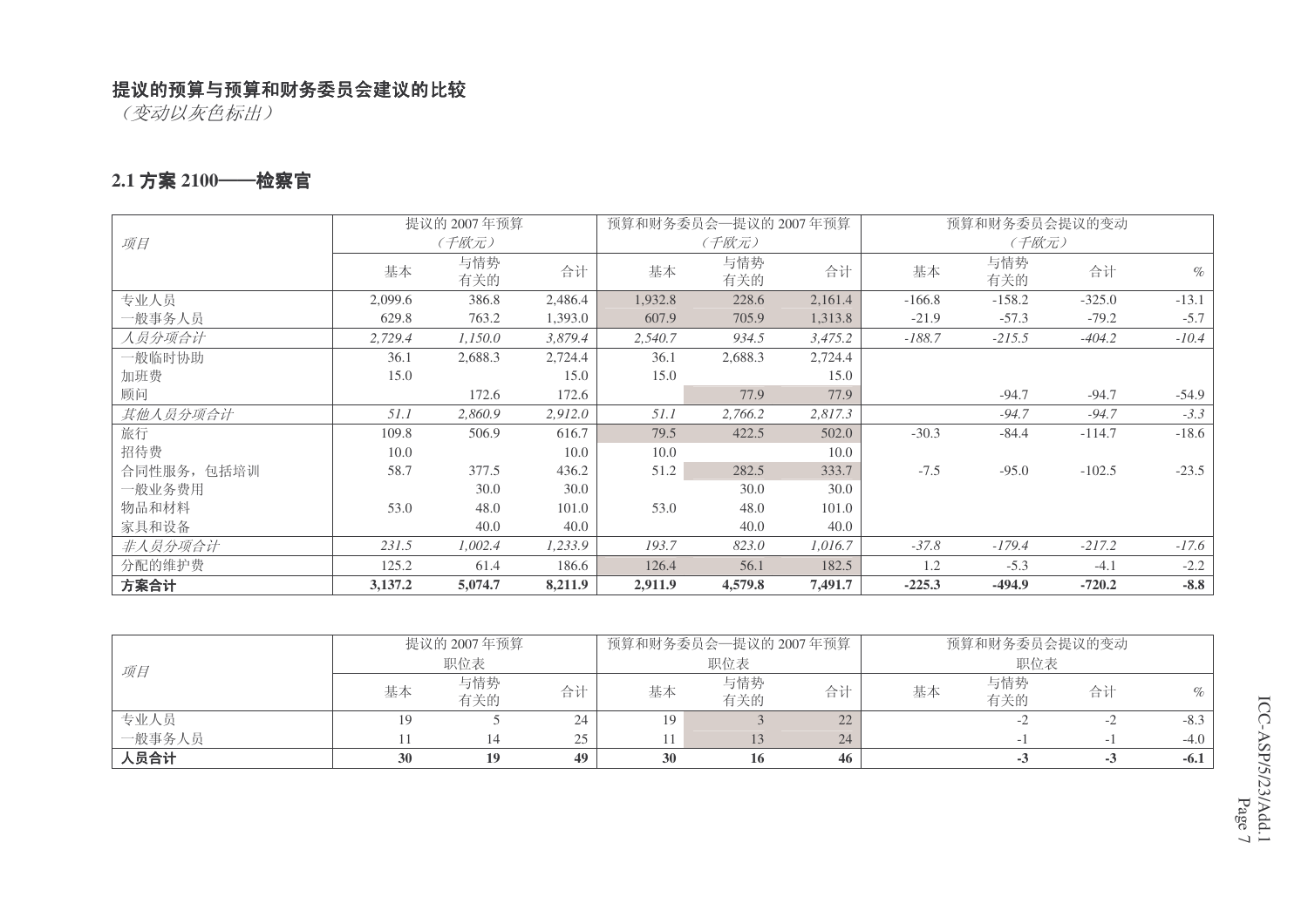**提议的预算与预算和财务委员会建议的比较**

*（变动以灰色标出）*

## 2.1 方案 2100——检察官

| *项目* | 提议的 2007 年预算 *（千欧元）* | | | 预算和财务委员会—提议的 2007 年预算 *（千欧元）* | | | 预算和财务委员会提议的变动 *（千欧元）* | | | |
|---|---|---|---|---|---|---|---|---|---|---|
| | 基本 | 与情势有关的 | 合计 | 基本 | 与情势有关的 | 合计 | 基本 | 与情势有关的 | 合计 | % |
| 专业人员 | 2,099.6 | 386.8 | 2,486.4 | 1,932.8 | 228.6 | 2,161.4 | -166.8 | -158.2 | -325.0 | -13.1 |
| 一般事务人员 | 629.8 | 763.2 | 1,393.0 | 607.9 | 705.9 | 1,313.8 | -21.9 | -57.3 | -79.2 | -5.7 |
| *人员分项合计* | *2,729.4* | *1,150.0* | *3,879.4* | *2,540.7* | *934.5* | *3,475.2* | *-188.7* | *-215.5* | *-404.2* | *-10.4* |
| 一般临时协助 | 36.1 | 2,688.3 | 2,724.4 | 36.1 | 2,688.3 | 2,724.4 | | | | |
| 加班费 | 15.0 | | 15.0 | 15.0 | | 15.0 | | | | |
| 顾问 | | 172.6 | 172.6 | | 77.9 | 77.9 | | -94.7 | -94.7 | -54.9 |
| *其他人员分项合计* | *51.1* | *2,860.9* | *2,912.0* | *51.1* | *2,766.2* | *2,817.3* | | *-94.7* | *-94.7* | *-3.3* |
| 旅行 | 109.8 | 506.9 | 616.7 | 79.5 | 422.5 | 502.0 | -30.3 | -84.4 | -114.7 | -18.6 |
| 招待费 | 10.0 | | 10.0 | 10.0 | | 10.0 | | | | |
| 合同性服务，包括培训 | 58.7 | 377.5 | 436.2 | 51.2 | 282.5 | 333.7 | -7.5 | -95.0 | -102.5 | -23.5 |
| 一般业务费用 | | 30.0 | 30.0 | | 30.0 | 30.0 | | | | |
| 物品和材料 | 53.0 | 48.0 | 101.0 | 53.0 | 48.0 | 101.0 | | | | |
| 家具和设备 | | 40.0 | 40.0 | | 40.0 | 40.0 | | | | |
| *非人员分项合计* | *231.5* | *1,002.4* | *1,233.9* | *193.7* | *823.0* | *1,016.7* | *-37.8* | *-179.4* | *-217.2* | *-17.6* |
| 分配的维护费 | 125.2 | 61.4 | 186.6 | 126.4 | 56.1 | 182.5 | 1.2 | -5.3 | -4.1 | -2.2 |
| **方案合计** | **3,137.2** | **5,074.7** | **8,211.9** | **2,911.9** | **4,579.8** | **7,491.7** | **-225.3** | **-494.9** | **-720.2** | **-8.8** |

| *项目* | 提议的 2007 年预算 职位表 | | | 预算和财务委员会—提议的 2007 年预算 职位表 | | | 预算和财务委员会提议的变动 职位表 | | | |
|---|---|---|---|---|---|---|---|---|---|---|
| | 基本 | 与情势有关的 | 合计 | 基本 | 与情势有关的 | 合计 | 基本 | 与情势有关的 | 合计 | % |
| 专业人员 | 19 | 5 | 24 | 19 | 3 | 22 | | -2 | -2 | -8.3 |
| 一般事务人员 | 11 | 14 | 25 | 11 | 13 | 24 | | -1 | -1 | -4.0 |
| **人员合计** | **30** | **19** | **49** | **30** | **16** | **46** | | **-3** | **-3** | **-6.1** |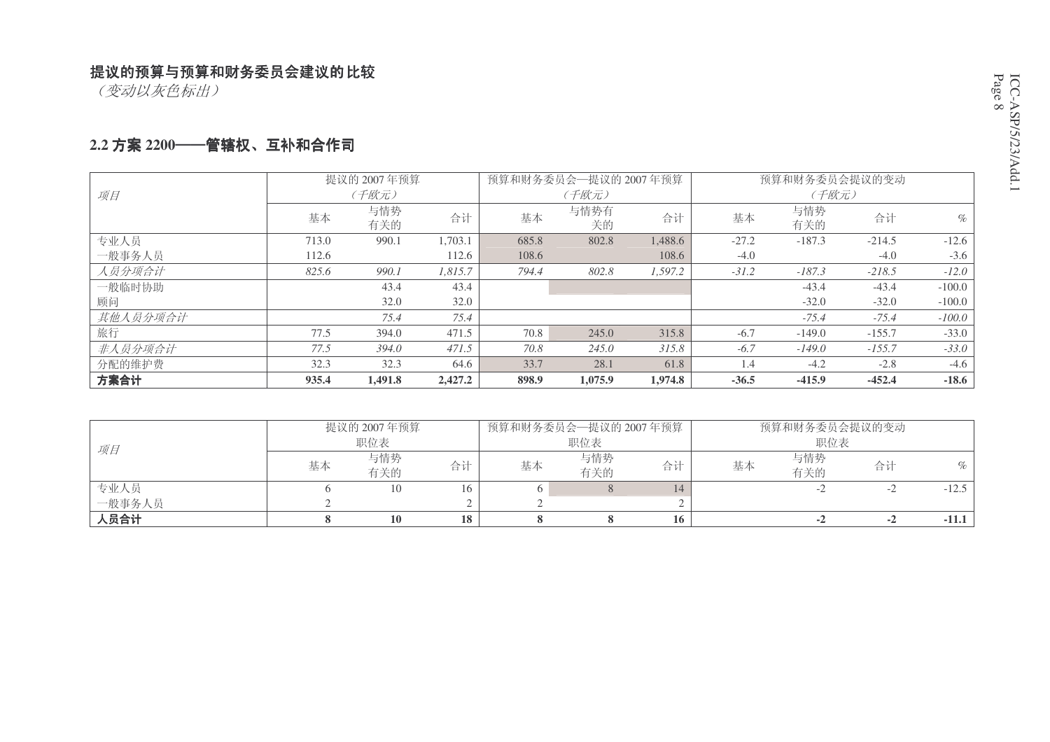## 提议的预算与预算和财务委员会建议的比较

*（变动以灰色标出）*

### 2.2 方案 2200——管辖权、互补和合作司

| *项目* | 提议的 2007 年预算（千欧元） | | | 预算和财务委员会—提议的 2007 年预算（千欧元） | | | 预算和财务委员会提议的变动（千欧元） | | | |
|---|---|---|---|---|---|---|---|---|---|---|
| | 基本 | 与情势有关的 | 合计 | 基本 | 与情势有关的 | 合计 | 基本 | 与情势有关的 | 合计 | % |
| 专业人员 | 713.0 | 990.1 | 1,703.1 | 685.8 | 802.8 | 1,488.6 | -27.2 | -187.3 | -214.5 | -12.6 |
| 一般事务人员 | 112.6 | | 112.6 | 108.6 | | 108.6 | -4.0 | | -4.0 | -3.6 |
| *人员分项合计* | *825.6* | *990.1* | *1,815.7* | *794.4* | *802.8* | *1,597.2* | *-31.2* | *-187.3* | *-218.5* | *-12.0* |
| 一般临时协助 | | 43.4 | 43.4 | | | | | -43.4 | -43.4 | -100.0 |
| 顾问 | | 32.0 | 32.0 | | | | | -32.0 | -32.0 | -100.0 |
| *其他人员分项合计* | | *75.4* | *75.4* | | | | | *-75.4* | *-75.4* | *-100.0* |
| 旅行 | 77.5 | 394.0 | 471.5 | 70.8 | 245.0 | 315.8 | -6.7 | -149.0 | -155.7 | -33.0 |
| *非人员分项合计* | *77.5* | *394.0* | *471.5* | *70.8* | *245.0* | *315.8* | *-6.7* | *-149.0* | *-155.7* | *-33.0* |
| 分配的维护费 | 32.3 | 32.3 | 64.6 | 33.7 | 28.1 | 61.8 | 1.4 | -4.2 | -2.8 | -4.6 |
| **方案合计** | **935.4** | **1,491.8** | **2,427.2** | **898.9** | **1,075.9** | **1,974.8** | **-36.5** | **-415.9** | **-452.4** | **-18.6** |

| *项目* | 提议的 2007 年预算职位表 | | | 预算和财务委员会—提议的 2007 年预算职位表 | | | 预算和财务委员会提议的变动职位表 | | | |
|---|---|---|---|---|---|---|---|---|---|---|
| | 基本 | 与情势有关的 | 合计 | 基本 | 与情势有关的 | 合计 | 基本 | 与情势有关的 | 合计 | % |
| 专业人员 | 6 | 10 | 16 | 6 | 8 | 14 | | -2 | -2 | -12.5 |
| 一般事务人员 | 2 | | 2 | 2 | | 2 | | | | |
| **人员合计** | **8** | **10** | **18** | **8** | **8** | **16** | | **-2** | **-2** | **-11.1** |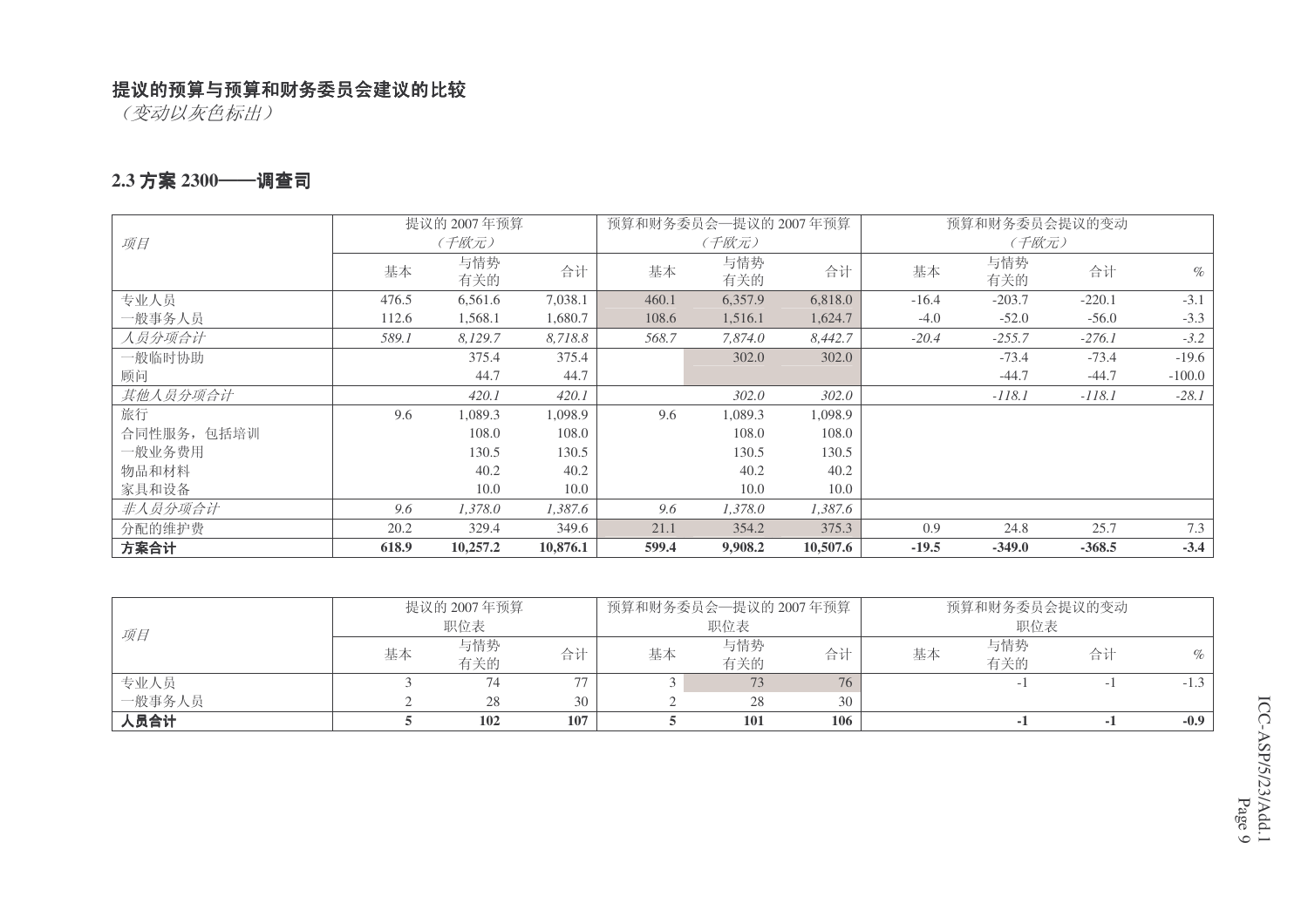**提议的预算与预算和财务委员会建议的比较**

*（变动以灰色标出）*

## 2.3 方案 2300——调查司

| *项目* | 提议的 2007 年预算 *（千欧元）* | | | 预算和财务委员会—提议的 2007 年预算 *（千欧元）* | | | 预算和财务委员会提议的变动 *（千欧元）* | | | |
|---|---|---|---|---|---|---|---|---|---|---|
| | 基本 | 与情势有关的 | 合计 | 基本 | 与情势有关的 | 合计 | 基本 | 与情势有关的 | 合计 | % |
| 专业人员 | 476.5 | 6,561.6 | 7,038.1 | 460.1 | 6,357.9 | 6,818.0 | -16.4 | -203.7 | -220.1 | -3.1 |
| 一般事务人员 | 112.6 | 1,568.1 | 1,680.7 | 108.6 | 1,516.1 | 1,624.7 | -4.0 | -52.0 | -56.0 | -3.3 |
| *人员分项合计* | *589.1* | *8,129.7* | *8,718.8* | *568.7* | *7,874.0* | *8,442.7* | *-20.4* | *-255.7* | *-276.1* | *-3.2* |
| 一般临时协助 | | 375.4 | 375.4 | | 302.0 | 302.0 | | -73.4 | -73.4 | -19.6 |
| 顾问 | | 44.7 | 44.7 | | | | | -44.7 | -44.7 | -100.0 |
| *其他人员分项合计* | | *420.1* | *420.1* | | *302.0* | *302.0* | | *-118.1* | *-118.1* | *-28.1* |
| 旅行 | 9.6 | 1,089.3 | 1,098.9 | 9.6 | 1,089.3 | 1,098.9 | | | | |
| 合同性服务，包括培训 | | 108.0 | 108.0 | | 108.0 | 108.0 | | | | |
| 一般业务费用 | | 130.5 | 130.5 | | 130.5 | 130.5 | | | | |
| 物品和材料 | | 40.2 | 40.2 | | 40.2 | 40.2 | | | | |
| 家具和设备 | | 10.0 | 10.0 | | 10.0 | 10.0 | | | | |
| *非人员分项合计* | *9.6* | *1,378.0* | *1,387.6* | *9.6* | *1,378.0* | *1,387.6* | | | | |
| 分配的维护费 | 20.2 | 329.4 | 349.6 | 21.1 | 354.2 | 375.3 | 0.9 | 24.8 | 25.7 | 7.3 |
| **方案合计** | **618.9** | **10,257.2** | **10,876.1** | **599.4** | **9,908.2** | **10,507.6** | **-19.5** | **-349.0** | **-368.5** | **-3.4** |

| *项目* | 提议的 2007 年预算 职位表 | | | 预算和财务委员会—提议的 2007 年预算 职位表 | | | 预算和财务委员会提议的变动 职位表 | | | |
|---|---|---|---|---|---|---|---|---|---|---|
| | 基本 | 与情势有关的 | 合计 | 基本 | 与情势有关的 | 合计 | 基本 | 与情势有关的 | 合计 | % |
| 专业人员 | 3 | 74 | 77 | 3 | 73 | 76 | | -1 | -1 | -1.3 |
| 一般事务人员 | 2 | 28 | 30 | 2 | 28 | 30 | | | | |
| **人员合计** | **5** | **102** | **107** | **5** | **101** | **106** | | **-1** | **-1** | **-0.9** |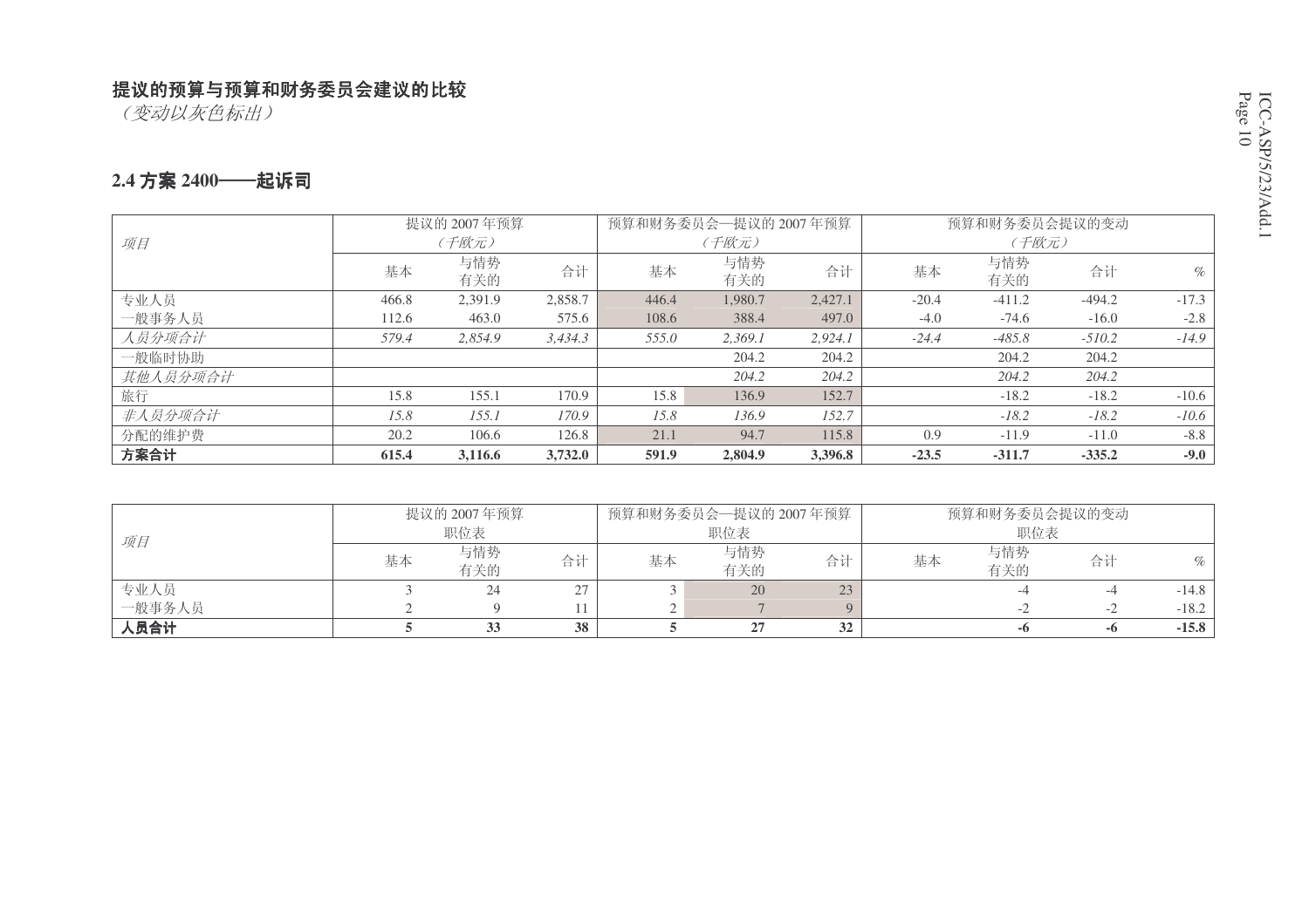**提议的预算与预算和财务委员会建议的比较**

*（变动以灰色标出）*

## 2.4 方案 2400——起诉司

| 项目 | 提议的 2007 年预算（千欧元） | | | 预算和财务委员会—提议的 2007 年预算（千欧元） | | | 预算和财务委员会提议的变动（千欧元） | | | |
|---|---|---|---|---|---|---|---|---|---|---|
| | 基本 | 与情势有关的 | 合计 | 基本 | 与情势有关的 | 合计 | 基本 | 与情势有关的 | 合计 | % |
| 专业人员 | 466.8 | 2,391.9 | 2,858.7 | 446.4 | 1,980.7 | 2,427.1 | -20.4 | -411.2 | -494.2 | -17.3 |
| 一般事务人员 | 112.6 | 463.0 | 575.6 | 108.6 | 388.4 | 497.0 | -4.0 | -74.6 | -16.0 | -2.8 |
| *人员分项合计* | *579.4* | *2,854.9* | *3,434.3* | *555.0* | *2,369.1* | *2,924.1* | *-24.4* | *-485.8* | *-510.2* | *-14.9* |
| 一般临时协助 | | | | | 204.2 | 204.2 | | 204.2 | 204.2 | |
| *其他人员分项合计* | | | | | *204.2* | *204.2* | | *204.2* | *204.2* | |
| 旅行 | 15.8 | 155.1 | 170.9 | 15.8 | 136.9 | 152.7 | | -18.2 | -18.2 | -10.6 |
| *非人员分项合计* | *15.8* | *155.1* | *170.9* | *15.8* | *136.9* | *152.7* | | *-18.2* | *-18.2* | *-10.6* |
| 分配的维护费 | 20.2 | 106.6 | 126.8 | 21.1 | 94.7 | 115.8 | 0.9 | -11.9 | -11.0 | -8.8 |
| **方案合计** | **615.4** | **3,116.6** | **3,732.0** | **591.9** | **2,804.9** | **3,396.8** | **-23.5** | **-311.7** | **-335.2** | **-9.0** |

| 项目 | 提议的 2007 年预算职位表 | | | 预算和财务委员会—提议的 2007 年预算职位表 | | | 预算和财务委员会提议的变动职位表 | | | |
|---|---|---|---|---|---|---|---|---|---|---|
| | 基本 | 与情势有关的 | 合计 | 基本 | 与情势有关的 | 合计 | 基本 | 与情势有关的 | 合计 | % |
| 专业人员 | 3 | 24 | 27 | 3 | 20 | 23 | | -4 | -4 | -14.8 |
| 一般事务人员 | 2 | 9 | 11 | 2 | 7 | 9 | | -2 | -2 | -18.2 |
| **人员合计** | **5** | **33** | **38** | **5** | **27** | **32** | | **-6** | **-6** | **-15.8** |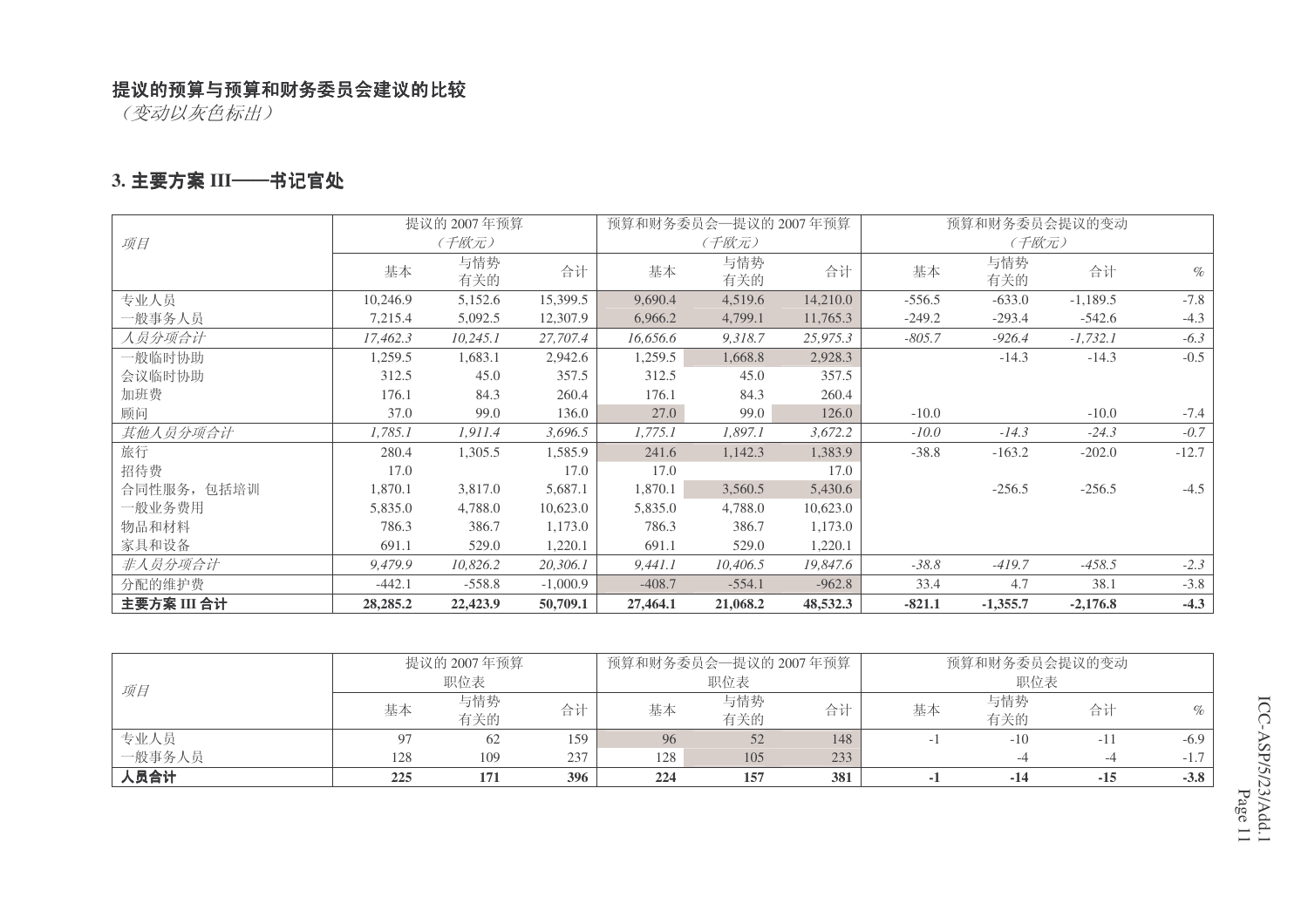**提议的预算与预算和财务委员会建议的比较**

*（变动以灰色标出）*

## 3. 主要方案 III——书记官处

| 项目 | 提议的 2007 年预算（千欧元） | | | 预算和财务委员会—提议的 2007 年预算（千欧元） | | | 预算和财务委员会提议的变动（千欧元） | | | |
|---|---|---|---|---|---|---|---|---|---|---|
| | 基本 | 与情势有关的 | 合计 | 基本 | 与情势有关的 | 合计 | 基本 | 与情势有关的 | 合计 | % |
| 专业人员 | 10,246.9 | 5,152.6 | 15,399.5 | 9,690.4 | 4,519.6 | 14,210.0 | -556.5 | -633.0 | -1,189.5 | -7.8 |
| 一般事务人员 | 7,215.4 | 5,092.5 | 12,307.9 | 6,966.2 | 4,799.1 | 11,765.3 | -249.2 | -293.4 | -542.6 | -4.3 |
| *人员分项合计* | *17,462.3* | *10,245.1* | *27,707.4* | *16,656.6* | *9,318.7* | *25,975.3* | *-805.7* | *-926.4* | *-1,732.1* | *-6.3* |
| 一般临时协助 | 1,259.5 | 1,683.1 | 2,942.6 | 1,259.5 | 1,668.8 | 2,928.3 | | -14.3 | -14.3 | -0.5 |
| 会议临时协助 | 312.5 | 45.0 | 357.5 | 312.5 | 45.0 | 357.5 | | | | |
| 加班费 | 176.1 | 84.3 | 260.4 | 176.1 | 84.3 | 260.4 | | | | |
| 顾问 | 37.0 | 99.0 | 136.0 | 27.0 | 99.0 | 126.0 | -10.0 | | -10.0 | -7.4 |
| *其他人员分项合计* | *1,785.1* | *1,911.4* | *3,696.5* | *1,775.1* | *1,897.1* | *3,672.2* | *-10.0* | *-14.3* | *-24.3* | *-0.7* |
| 旅行 | 280.4 | 1,305.5 | 1,585.9 | 241.6 | 1,142.3 | 1,383.9 | -38.8 | -163.2 | -202.0 | -12.7 |
| 招待费 | 17.0 | | 17.0 | 17.0 | | 17.0 | | | | |
| 合同性服务，包括培训 | 1,870.1 | 3,817.0 | 5,687.1 | 1,870.1 | 3,560.5 | 5,430.6 | | -256.5 | -256.5 | -4.5 |
| 一般业务费用 | 5,835.0 | 4,788.0 | 10,623.0 | 5,835.0 | 4,788.0 | 10,623.0 | | | | |
| 物品和材料 | 786.3 | 386.7 | 1,173.0 | 786.3 | 386.7 | 1,173.0 | | | | |
| 家具和设备 | 691.1 | 529.0 | 1,220.1 | 691.1 | 529.0 | 1,220.1 | | | | |
| *非人员分项合计* | *9,479.9* | *10,826.2* | *20,306.1* | *9,441.1* | *10,406.5* | *19,847.6* | *-38.8* | *-419.7* | *-458.5* | *-2.3* |
| 分配的维护费 | -442.1 | -558.8 | -1,000.9 | -408.7 | -554.1 | -962.8 | 33.4 | 4.7 | 38.1 | -3.8 |
| **主要方案 III 合计** | **28,285.2** | **22,423.9** | **50,709.1** | **27,464.1** | **21,068.2** | **48,532.3** | **-821.1** | **-1,355.7** | **-2,176.8** | **-4.3** |

| 项目 | 提议的 2007 年预算职位表 | | | 预算和财务委员会—提议的 2007 年预算职位表 | | | 预算和财务委员会提议的变动职位表 | | | |
|---|---|---|---|---|---|---|---|---|---|---|
| | 基本 | 与情势有关的 | 合计 | 基本 | 与情势有关的 | 合计 | 基本 | 与情势有关的 | 合计 | % |
| 专业人员 | 97 | 62 | 159 | 96 | 52 | 148 | -1 | -10 | -11 | -6.9 |
| 一般事务人员 | 128 | 109 | 237 | 128 | 105 | 233 | | -4 | -4 | -1.7 |
| **人员合计** | **225** | **171** | **396** | **224** | **157** | **381** | **-1** | **-14** | **-15** | **-3.8** |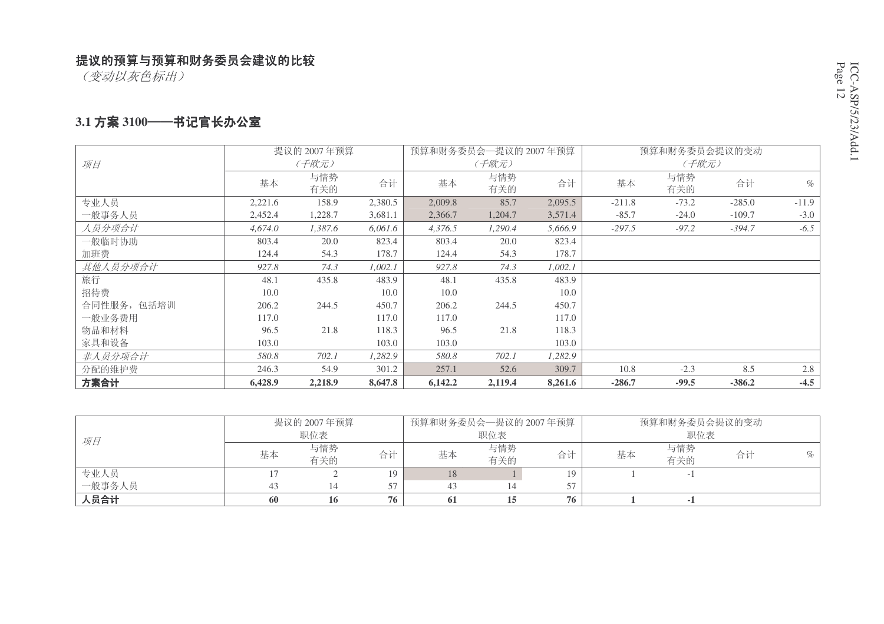## 提议的预算与预算和财务委员会建议的比较

*（变动以灰色标出）*

### 3.1 方案 3100——书记官长办公室

| 项目 | 提议的 2007 年预算（千欧元） | | | 预算和财务委员会—提议的 2007 年预算（千欧元） | | | 预算和财务委员会提议的变动（千欧元） | | | |
|---|---|---|---|---|---|---|---|---|---|---|
| | 基本 | 与情势有关的 | 合计 | 基本 | 与情势有关的 | 合计 | 基本 | 与情势有关的 | 合计 | % |
| 专业人员 | 2,221.6 | 158.9 | 2,380.5 | 2,009.8 | 85.7 | 2,095.5 | -211.8 | -73.2 | -285.0 | -11.9 |
| 一般事务人员 | 2,452.4 | 1,228.7 | 3,681.1 | 2,366.7 | 1,204.7 | 3,571.4 | -85.7 | -24.0 | -109.7 | -3.0 |
| *人员分项合计* | *4,674.0* | *1,387.6* | *6,061.6* | *4,376.5* | *1,290.4* | *5,666.9* | *-297.5* | *-97.2* | *-394.7* | *-6.5* |
| 一般临时协助 | 803.4 | 20.0 | 823.4 | 803.4 | 20.0 | 823.4 | | | | |
| 加班费 | 124.4 | 54.3 | 178.7 | 124.4 | 54.3 | 178.7 | | | | |
| *其他人员分项合计* | *927.8* | *74.3* | *1,002.1* | *927.8* | *74.3* | *1,002.1* | | | | |
| 旅行 | 48.1 | 435.8 | 483.9 | 48.1 | 435.8 | 483.9 | | | | |
| 招待费 | 10.0 | | 10.0 | 10.0 | | 10.0 | | | | |
| 合同性服务，包括培训 | 206.2 | 244.5 | 450.7 | 206.2 | 244.5 | 450.7 | | | | |
| 一般业务费用 | 117.0 | | 117.0 | 117.0 | | 117.0 | | | | |
| 物品和材料 | 96.5 | 21.8 | 118.3 | 96.5 | 21.8 | 118.3 | | | | |
| 家具和设备 | 103.0 | | 103.0 | 103.0 | | 103.0 | | | | |
| *非人员分项合计* | *580.8* | *702.1* | *1,282.9* | *580.8* | *702.1* | *1,282.9* | | | | |
| 分配的维护费 | 246.3 | 54.9 | 301.2 | 257.1 | 52.6 | 309.7 | 10.8 | -2.3 | 8.5 | 2.8 |
| **方案合计** | **6,428.9** | **2,218.9** | **8,647.8** | **6,142.2** | **2,119.4** | **8,261.6** | **-286.7** | **-99.5** | **-386.2** | **-4.5** |

| 项目 | 提议的 2007 年预算职位表 | | | 预算和财务委员会—提议的 2007 年预算职位表 | | | 预算和财务委员会提议的变动职位表 | | | |
|---|---|---|---|---|---|---|---|---|---|---|
| | 基本 | 与情势有关的 | 合计 | 基本 | 与情势有关的 | 合计 | 基本 | 与情势有关的 | 合计 | % |
| 专业人员 | 17 | 2 | 19 | 18 | 1 | 19 | 1 | -1 | | |
| 一般事务人员 | 43 | 14 | 57 | 43 | 14 | 57 | | | | |
| **人员合计** | **60** | **16** | **76** | **61** | **15** | **76** | **1** | **-1** | | |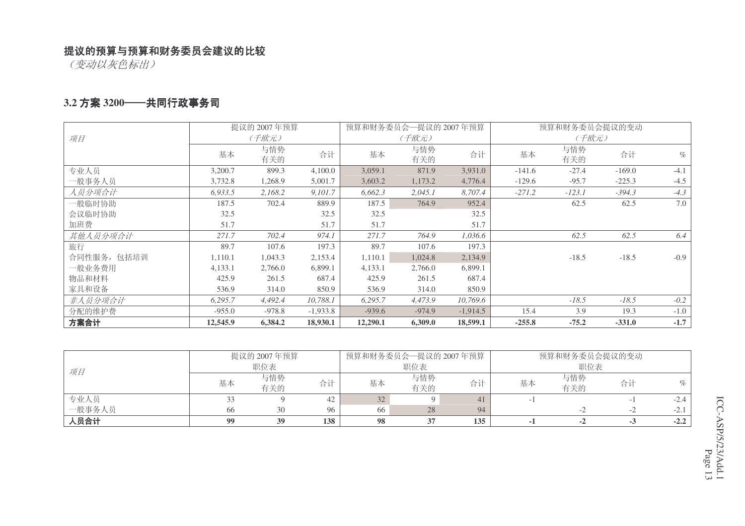**提议的预算与预算和财务委员会建议的比较**

*（变动以灰色标出）*

## 3.2 方案 3200——共同行政事务司

| *项目* | 提议的 2007 年预算（千欧元） | | | 预算和财务委员会—提议的 2007 年预算（千欧元） | | | 预算和财务委员会提议的变动（千欧元） | | | |
|---|---|---|---|---|---|---|---|---|---|---|
| | 基本 | 与情势有关的 | 合计 | 基本 | 与情势有关的 | 合计 | 基本 | 与情势有关的 | 合计 | % |
| 专业人员 | 3,200.7 | 899.3 | 4,100.0 | 3,059.1 | 871.9 | 3,931.0 | -141.6 | -27.4 | -169.0 | -4.1 |
| 一般事务人员 | 3,732.8 | 1,268.9 | 5,001.7 | 3,603.2 | 1,173.2 | 4,776.4 | -129.6 | -95.7 | -225.3 | -4.5 |
| *人员分项合计* | *6,933.5* | *2,168.2* | *9,101.7* | *6,662.3* | *2,045.1* | *8,707.4* | *-271.2* | *-123.1* | *-394.3* | *-4.3* |
| 一般临时协助 | 187.5 | 702.4 | 889.9 | 187.5 | 764.9 | 952.4 | | 62.5 | 62.5 | 7.0 |
| 会议临时协助 | 32.5 | | 32.5 | 32.5 | | 32.5 | | | | |
| 加班费 | 51.7 | | 51.7 | 51.7 | | 51.7 | | | | |
| *其他人员分项合计* | *271.7* | *702.4* | *974.1* | *271.7* | *764.9* | *1,036.6* | | *62.5* | *62.5* | *6.4* |
| 旅行 | 89.7 | 107.6 | 197.3 | 89.7 | 107.6 | 197.3 | | | | |
| 合同性服务，包括培训 | 1,110.1 | 1,043.3 | 2,153.4 | 1,110.1 | 1,024.8 | 2,134.9 | | -18.5 | -18.5 | -0.9 |
| 一般业务费用 | 4,133.1 | 2,766.0 | 6,899.1 | 4,133.1 | 2,766.0 | 6,899.1 | | | | |
| 物品和材料 | 425.9 | 261.5 | 687.4 | 425.9 | 261.5 | 687.4 | | | | |
| 家具和设备 | 536.9 | 314.0 | 850.9 | 536.9 | 314.0 | 850.9 | | | | |
| *非人员分项合计* | *6,295.7* | *4,492.4* | *10,788.1* | *6,295.7* | *4,473.9* | *10,769.6* | | *-18.5* | *-18.5* | *-0.2* |
| 分配的维护费 | -955.0 | -978.8 | -1,933.8 | -939.6 | -974.9 | -1,914.5 | 15.4 | 3.9 | 19.3 | -1.0 |
| **方案合计** | **12,545.9** | **6,384.2** | **18,930.1** | **12,290.1** | **6,309.0** | **18,599.1** | **-255.8** | **-75.2** | **-331.0** | **-1.7** |

| *项目* | 提议的 2007 年预算职位表 | | | 预算和财务委员会—提议的 2007 年预算职位表 | | | 预算和财务委员会提议的变动职位表 | | | |
|---|---|---|---|---|---|---|---|---|---|---|
| | 基本 | 与情势有关的 | 合计 | 基本 | 与情势有关的 | 合计 | 基本 | 与情势有关的 | 合计 | % |
| 专业人员 | 33 | 9 | 42 | 32 | 9 | 41 | -1 | | -1 | -2.4 |
| 一般事务人员 | 66 | 30 | 96 | 66 | 28 | 94 | | -2 | -2 | -2.1 |
| **人员合计** | **99** | **39** | **138** | **98** | **37** | **135** | **-1** | **-2** | **-3** | **-2.2** |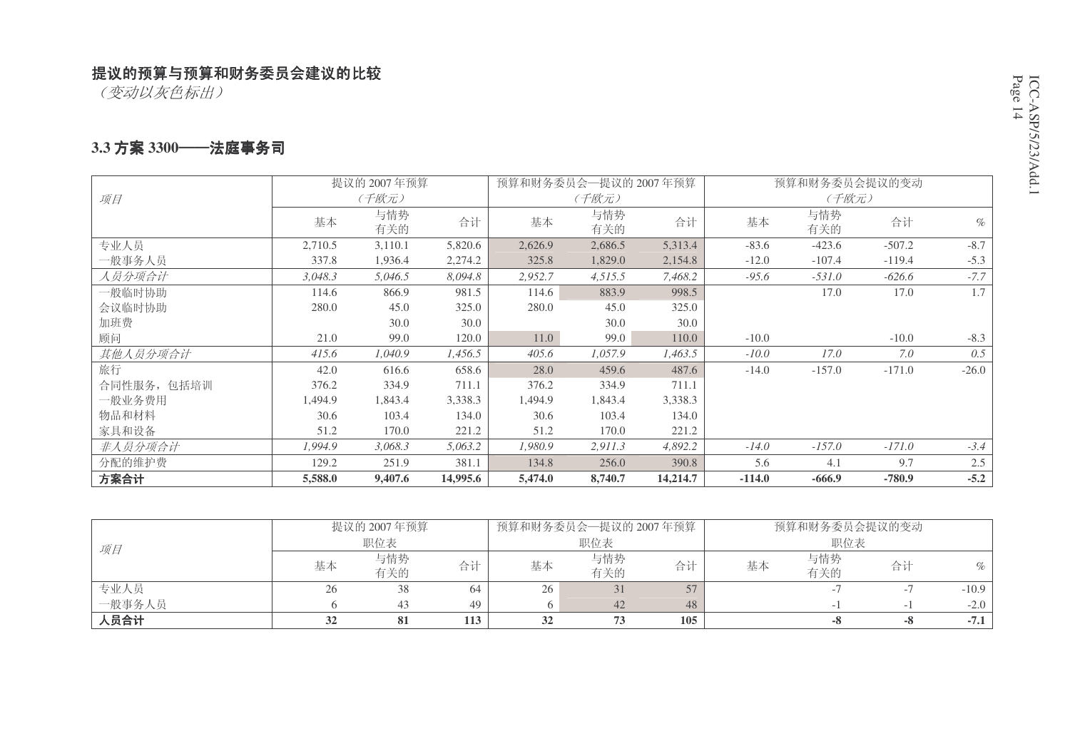## 提议的预算与预算和财务委员会建议的比较

*（变动以灰色标出）*

### 3.3 方案 3300——法庭事务司

| 项目 | 提议的 2007 年预算（千欧元） | | | 预算和财务委员会—提议的 2007 年预算（千欧元） | | | 预算和财务委员会提议的变动（千欧元） | | | |
|---|---|---|---|---|---|---|---|---|---|---|
| | 基本 | 与情势有关的 | 合计 | 基本 | 与情势有关的 | 合计 | 基本 | 与情势有关的 | 合计 | % |
| 专业人员 | 2,710.5 | 3,110.1 | 5,820.6 | 2,626.9 | 2,686.5 | 5,313.4 | -83.6 | -423.6 | -507.2 | -8.7 |
| 一般事务人员 | 337.8 | 1,936.4 | 2,274.2 | 325.8 | 1,829.0 | 2,154.8 | -12.0 | -107.4 | -119.4 | -5.3 |
| *人员分项合计* | *3,048.3* | *5,046.5* | *8,094.8* | *2,952.7* | *4,515.5* | *7,468.2* | *-95.6* | *-531.0* | *-626.6* | *-7.7* |
| 一般临时协助 | 114.6 | 866.9 | 981.5 | 114.6 | 883.9 | 998.5 | | 17.0 | 17.0 | 1.7 |
| 会议临时协助 | 280.0 | 45.0 | 325.0 | 280.0 | 45.0 | 325.0 | | | | |
| 加班费 | | 30.0 | 30.0 | | 30.0 | 30.0 | | | | |
| 顾问 | 21.0 | 99.0 | 120.0 | 11.0 | 99.0 | 110.0 | -10.0 | | -10.0 | -8.3 |
| *其他人员分项合计* | *415.6* | *1,040.9* | *1,456.5* | *405.6* | *1,057.9* | *1,463.5* | *-10.0* | *17.0* | *7.0* | *0.5* |
| 旅行 | 42.0 | 616.6 | 658.6 | 28.0 | 459.6 | 487.6 | -14.0 | -157.0 | -171.0 | -26.0 |
| 合同性服务，包括培训 | 376.2 | 334.9 | 711.1 | 376.2 | 334.9 | 711.1 | | | | |
| 一般业务费用 | 1,494.9 | 1,843.4 | 3,338.3 | 1,494.9 | 1,843.4 | 3,338.3 | | | | |
| 物品和材料 | 30.6 | 103.4 | 134.0 | 30.6 | 103.4 | 134.0 | | | | |
| 家具和设备 | 51.2 | 170.0 | 221.2 | 51.2 | 170.0 | 221.2 | | | | |
| *非人员分项合计* | *1,994.9* | *3,068.3* | *5,063.2* | *1,980.9* | *2,911.3* | *4,892.2* | *-14.0* | *-157.0* | *-171.0* | *-3.4* |
| 分配的维护费 | 129.2 | 251.9 | 381.1 | 134.8 | 256.0 | 390.8 | 5.6 | 4.1 | 9.7 | 2.5 |
| **方案合计** | **5,588.0** | **9,407.6** | **14,995.6** | **5,474.0** | **8,740.7** | **14,214.7** | **-114.0** | **-666.9** | **-780.9** | **-5.2** |

| 项目 | 提议的 2007 年预算职位表 | | | 预算和财务委员会—提议的 2007 年预算职位表 | | | 预算和财务委员会提议的变动职位表 | | | |
|---|---|---|---|---|---|---|---|---|---|---|
| | 基本 | 与情势有关的 | 合计 | 基本 | 与情势有关的 | 合计 | 基本 | 与情势有关的 | 合计 | % |
| 专业人员 | 26 | 38 | 64 | 26 | 31 | 57 | | -7 | -7 | -10.9 |
| 一般事务人员 | 6 | 43 | 49 | 6 | 42 | 48 | | -1 | -1 | -2.0 |
| **人员合计** | **32** | **81** | **113** | **32** | **73** | **105** | | **-8** | **-8** | **-7.1** |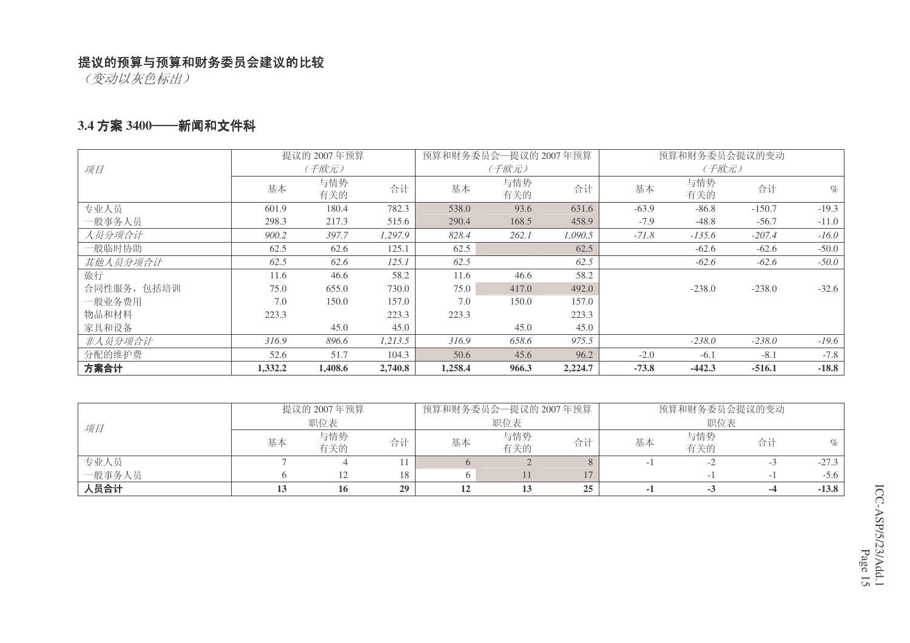**提议的预算与预算和财务委员会建议的比较**

*（变动以灰色标出）*

## 3.4 方案 3400——新闻和文件科

| 项目 | 提议的 2007 年预算（千欧元） | | | 预算和财务委员会—提议的 2007 年预算（千欧元） | | | 预算和财务委员会提议的变动（千欧元） | | | |
|---|---|---|---|---|---|---|---|---|---|---|
| | 基本 | 与情势有关的 | 合计 | 基本 | 与情势有关的 | 合计 | 基本 | 与情势有关的 | 合计 | % |
| 专业人员 | 601.9 | 180.4 | 782.3 | 538.0 | 93.6 | 631.6 | -63.9 | -86.8 | -150.7 | -19.3 |
| 一般事务人员 | 298.3 | 217.3 | 515.6 | 290.4 | 168.5 | 458.9 | -7.9 | -48.8 | -56.7 | -11.0 |
| *人员分项合计* | *900.2* | *397.7* | *1,297.9* | *828.4* | *262.1* | *1,090.5* | *-71.8* | *-135.6* | *-207.4* | *-16.0* |
| 一般临时协助 | 62.5 | 62.6 | 125.1 | 62.5 | | 62.5 | | -62.6 | -62.6 | -50.0 |
| *其他人员分项合计* | *62.5* | *62.6* | *125.1* | *62.5* | | *62.5* | | *-62.6* | *-62.6* | *-50.0* |
| 旅行 | 11.6 | 46.6 | 58.2 | 11.6 | 46.6 | 58.2 | | | | |
| 合同性服务，包括培训 | 75.0 | 655.0 | 730.0 | 75.0 | 417.0 | 492.0 | | -238.0 | -238.0 | -32.6 |
| 一般业务费用 | 7.0 | 150.0 | 157.0 | 7.0 | 150.0 | 157.0 | | | | |
| 物品和材料 | 223.3 | | 223.3 | 223.3 | | 223.3 | | | | |
| 家具和设备 | | 45.0 | 45.0 | | 45.0 | 45.0 | | | | |
| *非人员分项合计* | *316.9* | *896.6* | *1,213.5* | *316.9* | *658.6* | *975.5* | | *-238.0* | *-238.0* | *-19.6* |
| 分配的维护费 | 52.6 | 51.7 | 104.3 | 50.6 | 45.6 | 96.2 | -2.0 | -6.1 | -8.1 | -7.8 |
| **方案合计** | **1,332.2** | **1,408.6** | **2,740.8** | **1,258.4** | **966.3** | **2,224.7** | **-73.8** | **-442.3** | **-516.1** | **-18.8** |

| 项目 | 提议的 2007 年预算 职位表 | | | 预算和财务委员会—提议的 2007 年预算 职位表 | | | 预算和财务委员会提议的变动 职位表 | | | |
|---|---|---|---|---|---|---|---|---|---|---|
| | 基本 | 与情势有关的 | 合计 | 基本 | 与情势有关的 | 合计 | 基本 | 与情势有关的 | 合计 | % |
| 专业人员 | 7 | 4 | 11 | 6 | 2 | 8 | -1 | -2 | -3 | -27.3 |
| 一般事务人员 | 6 | 12 | 18 | 6 | 11 | 17 | | -1 | -1 | -5.6 |
| **人员合计** | **13** | **16** | **29** | **12** | **13** | **25** | **-1** | **-3** | **-4** | **-13.8** |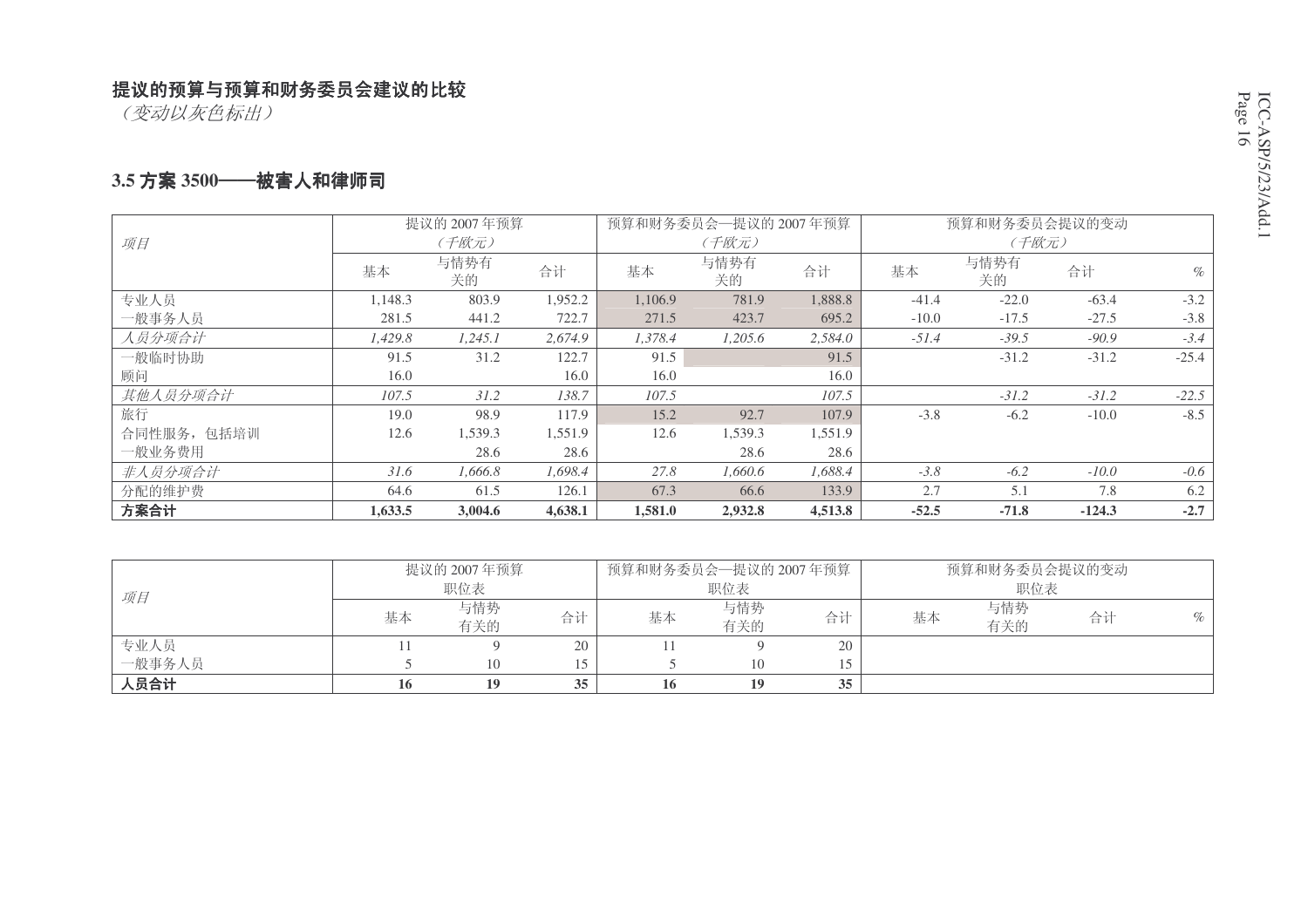**提议的预算与预算和财务委员会建议的比较**

*（变动以灰色标出）*

### 3.5 方案 3500——被害人和律师司

| *项目* | 提议的 2007 年预算 *（千欧元）* | | | 预算和财务委员会—提议的 2007 年预算 *（千欧元）* | | | 预算和财务委员会提议的变动 *（千欧元）* | | | |
|---|---|---|---|---|---|---|---|---|---|---|
| | 基本 | 与情势有关的 | 合计 | 基本 | 与情势有关的 | 合计 | 基本 | 与情势有关的 | 合计 | % |
| 专业人员 | 1,148.3 | 803.9 | 1,952.2 | 1,106.9 | 781.9 | 1,888.8 | -41.4 | -22.0 | -63.4 | -3.2 |
| 一般事务人员 | 281.5 | 441.2 | 722.7 | 271.5 | 423.7 | 695.2 | -10.0 | -17.5 | -27.5 | -3.8 |
| *人员分项合计* | *1,429.8* | *1,245.1* | *2,674.9* | *1,378.4* | *1,205.6* | *2,584.0* | *-51.4* | *-39.5* | *-90.9* | *-3.4* |
| 一般临时协助 | 91.5 | 31.2 | 122.7 | 91.5 | | 91.5 | | -31.2 | -31.2 | -25.4 |
| 顾问 | 16.0 | | 16.0 | 16.0 | | 16.0 | | | | |
| *其他人员分项合计* | *107.5* | *31.2* | *138.7* | *107.5* | | *107.5* | | *-31.2* | *-31.2* | *-22.5* |
| 旅行 | 19.0 | 98.9 | 117.9 | 15.2 | 92.7 | 107.9 | -3.8 | -6.2 | -10.0 | -8.5 |
| 合同性服务，包括培训 | 12.6 | 1,539.3 | 1,551.9 | 12.6 | 1,539.3 | 1,551.9 | | | | |
| 一般业务费用 | | 28.6 | 28.6 | | 28.6 | 28.6 | | | | |
| *非人员分项合计* | *31.6* | *1,666.8* | *1,698.4* | *27.8* | *1,660.6* | *1,688.4* | *-3.8* | *-6.2* | *-10.0* | *-0.6* |
| 分配的维护费 | 64.6 | 61.5 | 126.1 | 67.3 | 66.6 | 133.9 | 2.7 | 5.1 | 7.8 | 6.2 |
| **方案合计** | **1,633.5** | **3,004.6** | **4,638.1** | **1,581.0** | **2,932.8** | **4,513.8** | **-52.5** | **-71.8** | **-124.3** | **-2.7** |

| *项目* | 提议的 2007 年预算 职位表 | | | 预算和财务委员会—提议的 2007 年预算 职位表 | | | 预算和财务委员会提议的变动 职位表 | | | |
|---|---|---|---|---|---|---|---|---|---|---|
| | 基本 | 与情势有关的 | 合计 | 基本 | 与情势有关的 | 合计 | 基本 | 与情势有关的 | 合计 | % |
| 专业人员 | 11 | 9 | 20 | 11 | 9 | 20 | | | | |
| 一般事务人员 | 5 | 10 | 15 | 5 | 10 | 15 | | | | |
| **人员合计** | **16** | **19** | **35** | **16** | **19** | **35** | | | | |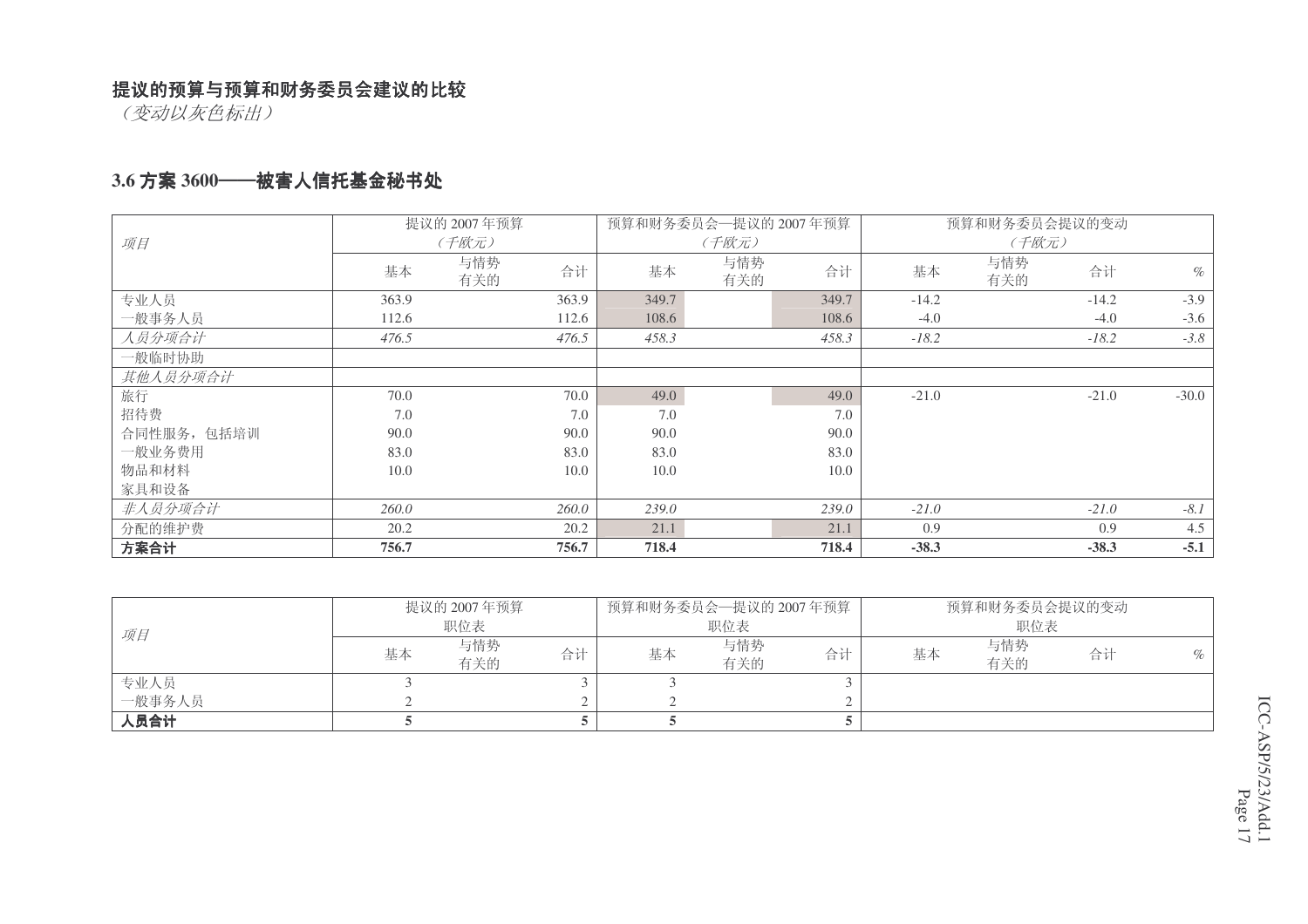**提议的预算与预算和财务委员会建议的比较**

*（变动以灰色标出）*

## 3.6 方案 3600——被害人信托基金秘书处

| *项目* | 提议的 2007 年预算（*千欧元*） | | | 预算和财务委员会—提议的 2007 年预算（*千欧元*） | | | 预算和财务委员会提议的变动（*千欧元*） | | | |
|---|---|---|---|---|---|---|---|---|---|---|
| | 基本 | 与情势有关的 | 合计 | 基本 | 与情势有关的 | 合计 | 基本 | 与情势有关的 | 合计 | % |
| 专业人员 | 363.9 | | 363.9 | 349.7 | | 349.7 | -14.2 | | -14.2 | -3.9 |
| 一般事务人员 | 112.6 | | 112.6 | 108.6 | | 108.6 | -4.0 | | -4.0 | -3.6 |
| *人员分项合计* | *476.5* | | *476.5* | *458.3* | | *458.3* | *-18.2* | | *-18.2* | *-3.8* |
| 一般临时协助 | | | | | | | | | | |
| *其他人员分项合计* | | | | | | | | | | |
| 旅行 | 70.0 | | 70.0 | 49.0 | | 49.0 | -21.0 | | -21.0 | -30.0 |
| 招待费 | 7.0 | | 7.0 | 7.0 | | 7.0 | | | | |
| 合同性服务，包括培训 | 90.0 | | 90.0 | 90.0 | | 90.0 | | | | |
| 一般业务费用 | 83.0 | | 83.0 | 83.0 | | 83.0 | | | | |
| 物品和材料 | 10.0 | | 10.0 | 10.0 | | 10.0 | | | | |
| 家具和设备 | | | | | | | | | | |
| *非人员分项合计* | *260.0* | | *260.0* | *239.0* | | *239.0* | *-21.0* | | *-21.0* | *-8.1* |
| 分配的维护费 | 20.2 | | 20.2 | 21.1 | | 21.1 | 0.9 | | 0.9 | 4.5 |
| **方案合计** | **756.7** | | **756.7** | **718.4** | | **718.4** | **-38.3** | | **-38.3** | **-5.1** |

| *项目* | 提议的 2007 年预算 职位表 | | | 预算和财务委员会—提议的 2007 年预算 职位表 | | | 预算和财务委员会提议的变动 职位表 | | | |
|---|---|---|---|---|---|---|---|---|---|---|
| | 基本 | 与情势有关的 | 合计 | 基本 | 与情势有关的 | 合计 | 基本 | 与情势有关的 | 合计 | % |
| 专业人员 | 3 | | 3 | 3 | | 3 | | | | |
| 一般事务人员 | 2 | | 2 | 2 | | 2 | | | | |
| **人员合计** | **5** | | **5** | **5** | | **5** | | | | |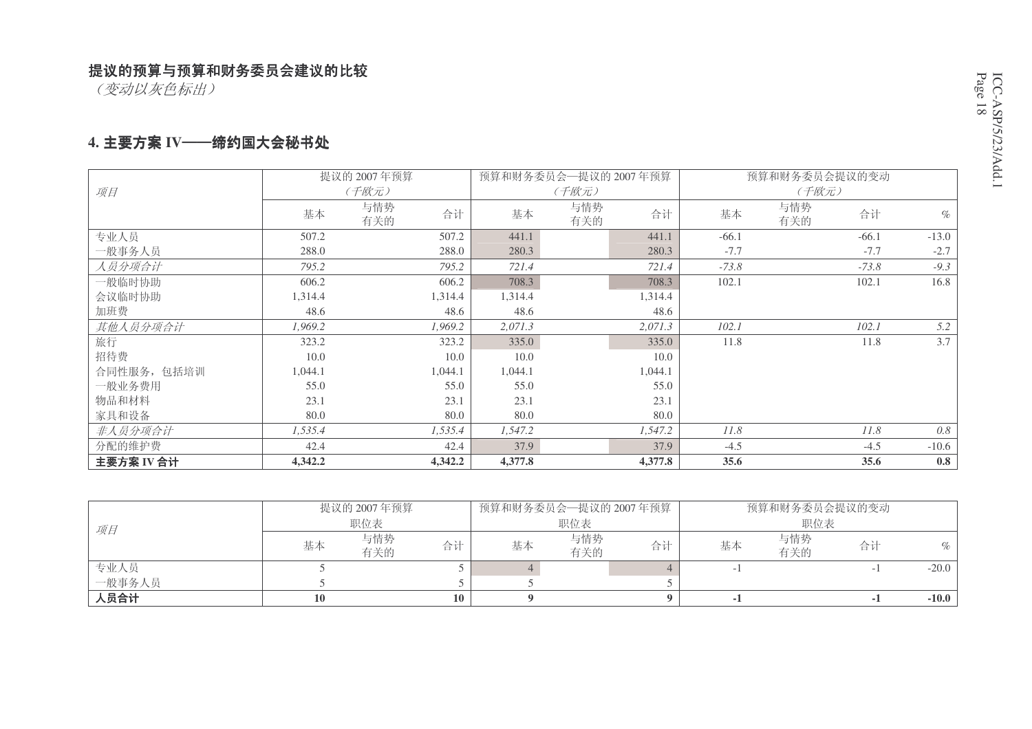**提议的预算与预算和财务委员会建议的比较**

*（变动以灰色标出）*

## 4. 主要方案 IV——缔约国大会秘书处

| *项目* | 提议的 2007 年预算 *（千欧元）* | | | 预算和财务委员会—提议的 2007 年预算 *（千欧元）* | | | 预算和财务委员会提议的变动 *（千欧元）* | | | |
|---|---|---|---|---|---|---|---|---|---|---|
| | 基本 | 与情势有关的 | 合计 | 基本 | 与情势有关的 | 合计 | 基本 | 与情势有关的 | 合计 | % |
| 专业人员 | 507.2 | | 507.2 | 441.1 | | 441.1 | -66.1 | | -66.1 | -13.0 |
| 一般事务人员 | 288.0 | | 288.0 | 280.3 | | 280.3 | -7.7 | | -7.7 | -2.7 |
| *人员分项合计* | *795.2* | | *795.2* | *721.4* | | *721.4* | *-73.8* | | *-73.8* | *-9.3* |
| 一般临时协助 | 606.2 | | 606.2 | 708.3 | | 708.3 | 102.1 | | 102.1 | 16.8 |
| 会议临时协助 | 1,314.4 | | 1,314.4 | 1,314.4 | | 1,314.4 | | | | |
| 加班费 | 48.6 | | 48.6 | 48.6 | | 48.6 | | | | |
| *其他人员分项合计* | *1,969.2* | | *1,969.2* | *2,071.3* | | *2,071.3* | *102.1* | | *102.1* | *5.2* |
| 旅行 | 323.2 | | 323.2 | 335.0 | | 335.0 | 11.8 | | 11.8 | 3.7 |
| 招待费 | 10.0 | | 10.0 | 10.0 | | 10.0 | | | | |
| 合同性服务，包括培训 | 1,044.1 | | 1,044.1 | 1,044.1 | | 1,044.1 | | | | |
| 一般业务费用 | 55.0 | | 55.0 | 55.0 | | 55.0 | | | | |
| 物品和材料 | 23.1 | | 23.1 | 23.1 | | 23.1 | | | | |
| 家具和设备 | 80.0 | | 80.0 | 80.0 | | 80.0 | | | | |
| *非人员分项合计* | *1,535.4* | | *1,535.4* | *1,547.2* | | *1,547.2* | *11.8* | | *11.8* | *0.8* |
| 分配的维护费 | 42.4 | | 42.4 | 37.9 | | 37.9 | -4.5 | | -4.5 | -10.6 |
| **主要方案 IV 合计** | **4,342.2** | | **4,342.2** | **4,377.8** | | **4,377.8** | **35.6** | | **35.6** | **0.8** |

| *项目* | 提议的 2007 年预算 职位表 | | | 预算和财务委员会—提议的 2007 年预算 职位表 | | | 预算和财务委员会提议的变动 职位表 | | | |
|---|---|---|---|---|---|---|---|---|---|---|
| | 基本 | 与情势有关的 | 合计 | 基本 | 与情势有关的 | 合计 | 基本 | 与情势有关的 | 合计 | % |
| 专业人员 | 5 | | 5 | 4 | | 4 | -1 | | -1 | -20.0 |
| 一般事务人员 | 5 | | 5 | 5 | | 5 | | | | |
| **人员合计** | **10** | | **10** | **9** | | **9** | **-1** | | **-1** | **-10.0** |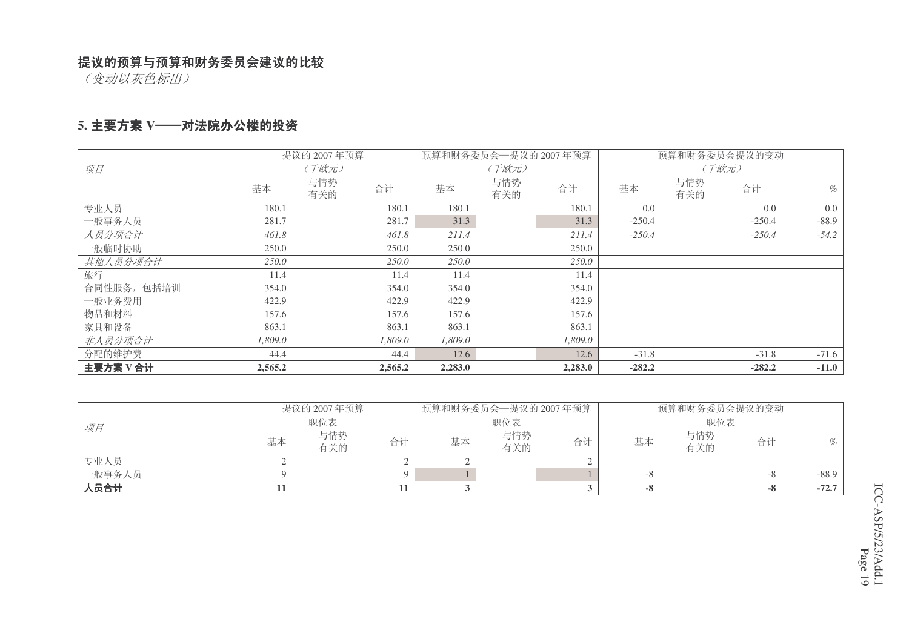**提议的预算与预算和财务委员会建议的比较**
*（变动以灰色标出）*

## 5. 主要方案 V——对法院办公楼的投资

| *项目* | 提议的 2007 年预算 *（千欧元）* | | | 预算和财务委员会—提议的 2007 年预算 *（千欧元）* | | | 预算和财务委员会提议的变动 *（千欧元）* | | | |
|---|---|---|---|---|---|---|---|---|---|---|
| | 基本 | 与情势有关的 | 合计 | 基本 | 与情势有关的 | 合计 | 基本 | 与情势有关的 | 合计 | % |
| 专业人员 | 180.1 | | 180.1 | 180.1 | | 180.1 | 0.0 | | 0.0 | 0.0 |
| 一般事务人员 | 281.7 | | 281.7 | 31.3 | | 31.3 | -250.4 | | -250.4 | -88.9 |
| *人员分项合计* | *461.8* | | *461.8* | *211.4* | | *211.4* | *-250.4* | | *-250.4* | *-54.2* |
| 一般临时协助 | 250.0 | | 250.0 | 250.0 | | 250.0 | | | | |
| *其他人员分项合计* | *250.0* | | *250.0* | *250.0* | | *250.0* | | | | |
| 旅行 | 11.4 | | 11.4 | 11.4 | | 11.4 | | | | |
| 合同性服务，包括培训 | 354.0 | | 354.0 | 354.0 | | 354.0 | | | | |
| 一般业务费用 | 422.9 | | 422.9 | 422.9 | | 422.9 | | | | |
| 物品和材料 | 157.6 | | 157.6 | 157.6 | | 157.6 | | | | |
| 家具和设备 | 863.1 | | 863.1 | 863.1 | | 863.1 | | | | |
| *非人员分项合计* | *1,809.0* | | *1,809.0* | *1,809.0* | | *1,809.0* | | | | |
| 分配的维护费 | 44.4 | | 44.4 | 12.6 | | 12.6 | -31.8 | | -31.8 | -71.6 |
| **主要方案 V 合计** | **2,565.2** | | **2,565.2** | **2,283.0** | | **2,283.0** | **-282.2** | | **-282.2** | **-11.0** |

| *项目* | 提议的 2007 年预算 职位表 | | | 预算和财务委员会—提议的 2007 年预算 职位表 | | | 预算和财务委员会提议的变动 职位表 | | | |
|---|---|---|---|---|---|---|---|---|---|---|
| | 基本 | 与情势有关的 | 合计 | 基本 | 与情势有关的 | 合计 | 基本 | 与情势有关的 | 合计 | % |
| 专业人员 | 2 | | 2 | 2 | | 2 | | | | |
| 一般事务人员 | 9 | | 9 | 1 | | 1 | -8 | | -8 | -88.9 |
| **人员合计** | **11** | | **11** | **3** | | **3** | **-8** | | **-8** | **-72.7** |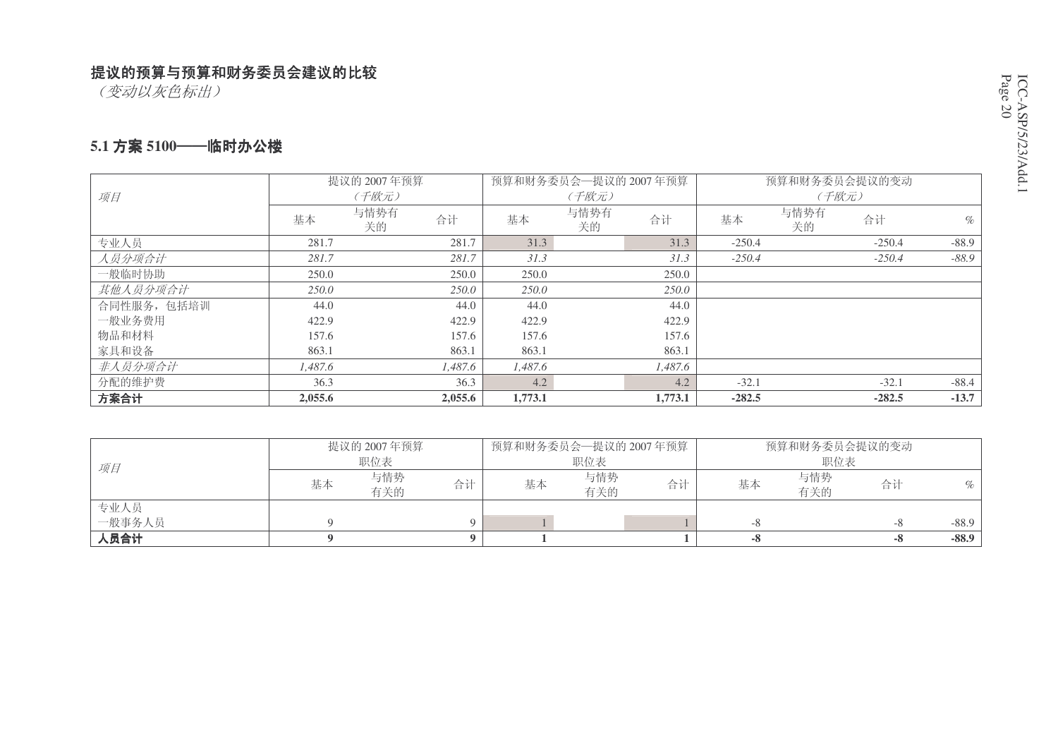## 提议的预算与预算和财务委员会建议的比较

*（变动以灰色标出）*

### 5.1 方案 5100——临时办公楼

| 项目 | 提议的 2007 年预算（千欧元） | | | 预算和财务委员会—提议的 2007 年预算（千欧元） | | | 预算和财务委员会提议的变动（千欧元） | | | |
|---|---|---|---|---|---|---|---|---|---|---|
| | 基本 | 与情势有关的 | 合计 | 基本 | 与情势有关的 | 合计 | 基本 | 与情势有关的 | 合计 | % |
| 专业人员 | 281.7 | | 281.7 | 31.3 | | 31.3 | -250.4 | | -250.4 | -88.9 |
| *人员分项合计* | *281.7* | | *281.7* | *31.3* | | *31.3* | *-250.4* | | *-250.4* | *-88.9* |
| 一般临时协助 | 250.0 | | 250.0 | 250.0 | | 250.0 | | | | |
| *其他人员分项合计* | *250.0* | | *250.0* | *250.0* | | *250.0* | | | | |
| 合同性服务，包括培训 | 44.0 | | 44.0 | 44.0 | | 44.0 | | | | |
| 一般业务费用 | 422.9 | | 422.9 | 422.9 | | 422.9 | | | | |
| 物品和材料 | 157.6 | | 157.6 | 157.6 | | 157.6 | | | | |
| 家具和设备 | 863.1 | | 863.1 | 863.1 | | 863.1 | | | | |
| *非人员分项合计* | *1,487.6* | | *1,487.6* | *1,487.6* | | *1,487.6* | | | | |
| 分配的维护费 | 36.3 | | 36.3 | 4.2 | | 4.2 | -32.1 | | -32.1 | -88.4 |
| **方案合计** | **2,055.6** | | **2,055.6** | **1,773.1** | | **1,773.1** | **-282.5** | | **-282.5** | **-13.7** |

| 项目 | 提议的 2007 年预算职位表 | | | 预算和财务委员会—提议的 2007 年预算职位表 | | | 预算和财务委员会提议的变动职位表 | | | |
|---|---|---|---|---|---|---|---|---|---|---|
| | 基本 | 与情势有关的 | 合计 | 基本 | 与情势有关的 | 合计 | 基本 | 与情势有关的 | 合计 | % |
| 专业人员 | | | | | | | | | | |
| 一般事务人员 | 9 | | 9 | 1 | | 1 | -8 | | -8 | -88.9 |
| **人员合计** | **9** | | **9** | **1** | | **1** | **-8** | | **-8** | **-88.9** |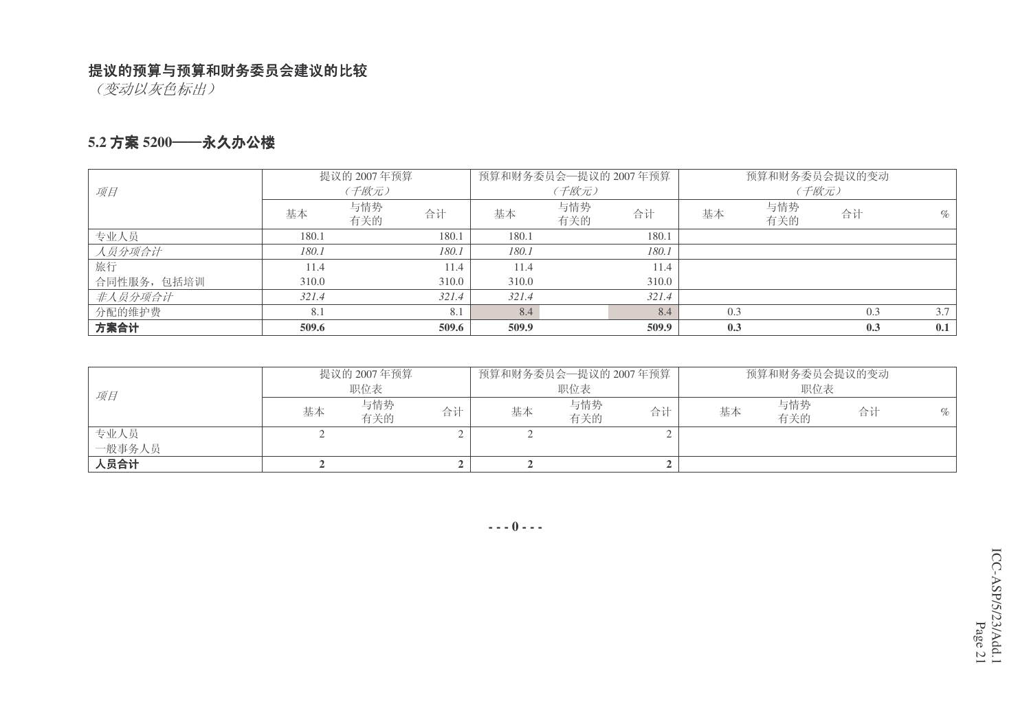**提议的预算与预算和财务委员会建议的比较**

*（变动以灰色标出）*

## 5.2 方案 5200——永久办公楼

| *项目* | 提议的 2007 年预算 *（千欧元）* | | | 预算和财务委员会—提议的 2007 年预算 *（千欧元）* | | | 预算和财务委员会提议的变动 *（千欧元）* | | | |
|---|---|---|---|---|---|---|---|---|---|---|
| | 基本 | 与情势有关的 | 合计 | 基本 | 与情势有关的 | 合计 | 基本 | 与情势有关的 | 合计 | % |
| 专业人员 | 180.1 | | 180.1 | 180.1 | | 180.1 | | | | |
| *人员分项合计* | *180.1* | | *180.1* | *180.1* | | *180.1* | | | | |
| 旅行 | 11.4 | | 11.4 | 11.4 | | 11.4 | | | | |
| 合同性服务，包括培训 | 310.0 | | 310.0 | 310.0 | | 310.0 | | | | |
| *非人员分项合计* | *321.4* | | *321.4* | *321.4* | | *321.4* | | | | |
| 分配的维护费 | 8.1 | | 8.1 | 8.4 | | 8.4 | 0.3 | | 0.3 | 3.7 |
| **方案合计** | **509.6** | | **509.6** | **509.9** | | **509.9** | **0.3** | | **0.3** | **0.1** |

| *项目* | 提议的 2007 年预算 职位表 | | | 预算和财务委员会—提议的 2007 年预算 职位表 | | | 预算和财务委员会提议的变动 职位表 | | | |
|---|---|---|---|---|---|---|---|---|---|---|
| | 基本 | 与情势有关的 | 合计 | 基本 | 与情势有关的 | 合计 | 基本 | 与情势有关的 | 合计 | % |
| 专业人员 | 2 | | 2 | 2 | | 2 | | | | |
| 一般事务人员 | | | | | | | | | | |
| **人员合计** | **2** | | **2** | **2** | | **2** | | | | |

**- - - 0 - - -**